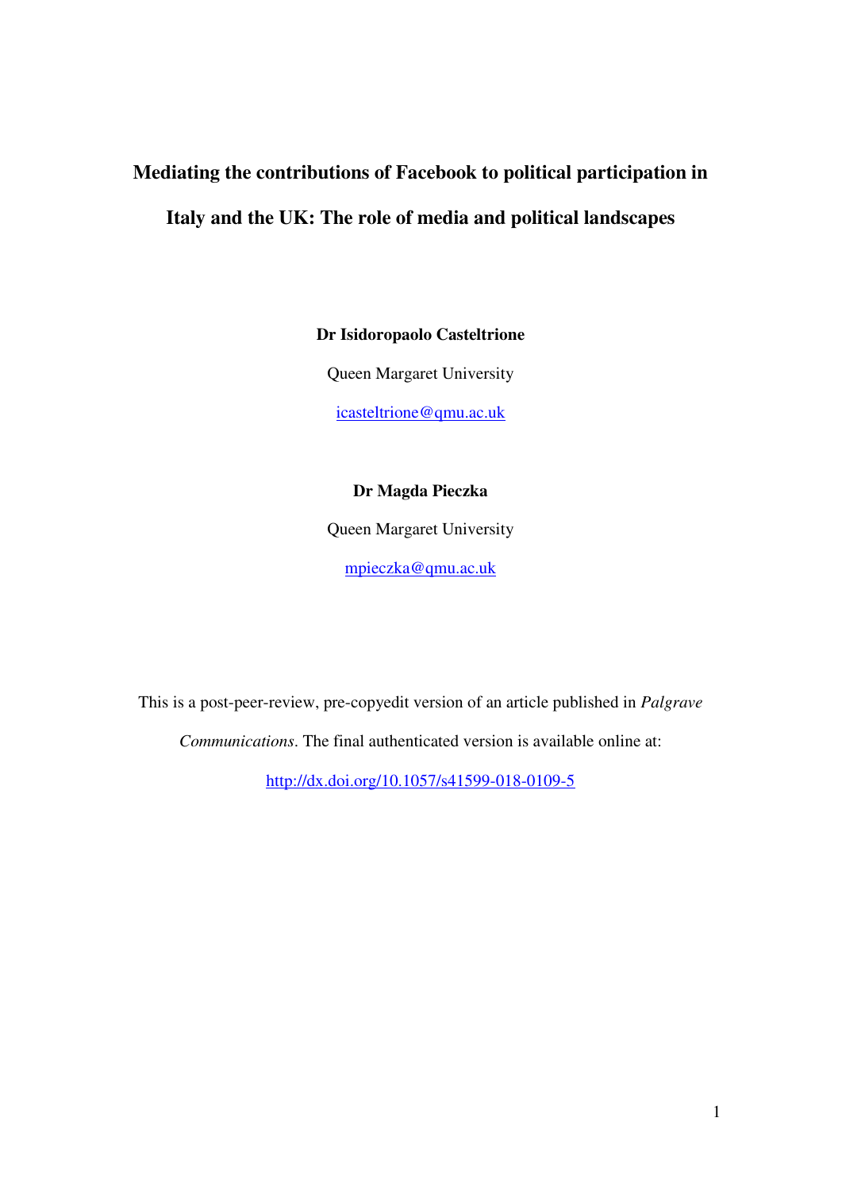# Mediating the contributions of Facebook to political participation in Italy and the UK: The role of media and political landscapes

**Dr Isidoropaolo Casteltrione**

Queen Margaret University

icasteltrione@qmu.ac.uk

**Dr Magda Pieczka**

Queen Margaret University

mpieczka@qmu.ac.uk

This is a post-peer-review, pre-copyedit version of an article published in *Palgrave Communications*. The final authenticated version is available online at: http://dx.doi.org/10.1057/s41599-018-0109-5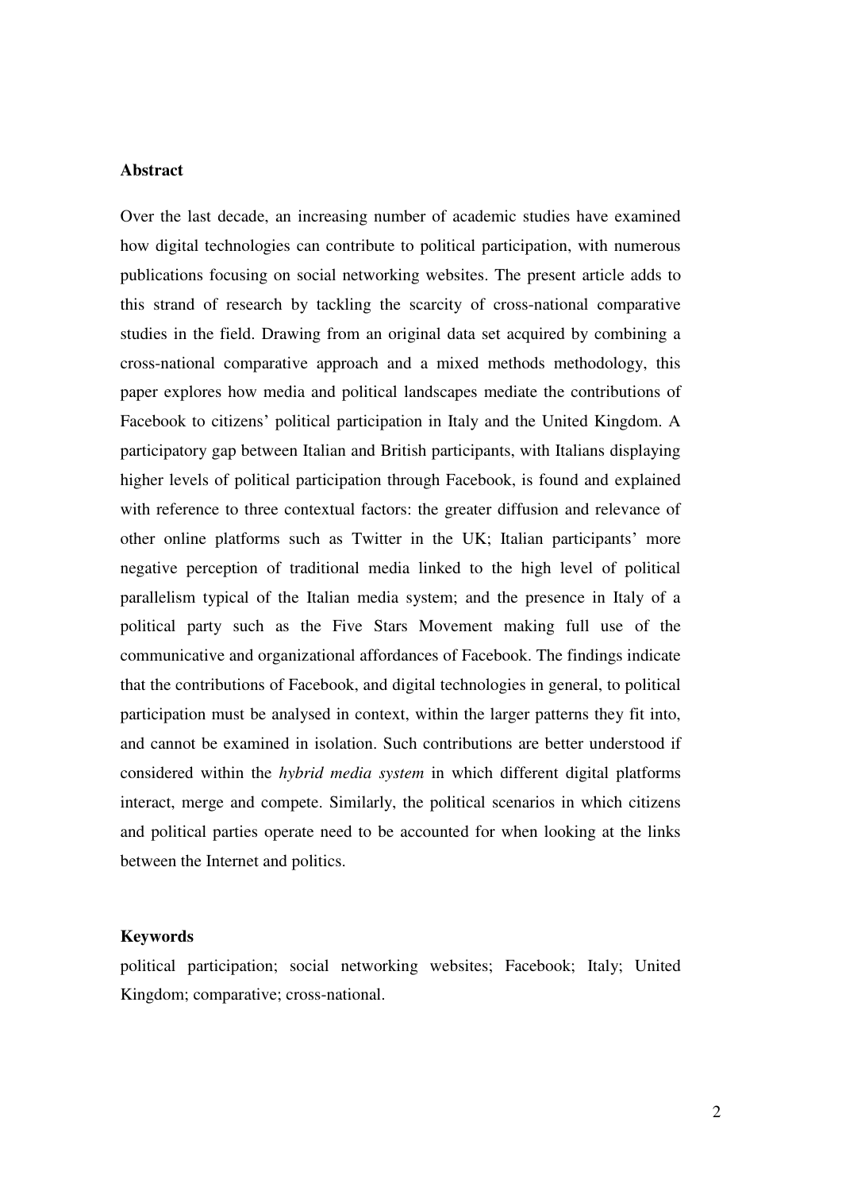## Abstract

Over the last decade, an increasing number of academic studies have examined how digital technologies can contribute to political participation, with numerous publications focusing on social networking websites. The present article adds to this strand of research by tackling the scarcity of cross-national comparative studies in the field. Drawing from an original data set acquired by combining a cross-national comparative approach and a mixed methods methodology, this paper explores how media and political landscapes mediate the contributions of Facebook to citizens' political participation in Italy and the United Kingdom. A participatory gap between Italian and British participants, with Italians displaying higher levels of political participation through Facebook, is found and explained with reference to three contextual factors: the greater diffusion and relevance of other online platforms such as Twitter in the UK; Italian participants' more negative perception of traditional media linked to the high level of political parallelism typical of the Italian media system; and the presence in Italy of a political party such as the Five Stars Movement making full use of the communicative and organizational affordances of Facebook. The findings indicate that the contributions of Facebook, and digital technologies in general, to political participation must be analysed in context, within the larger patterns they fit into, and cannot be examined in isolation. Such contributions are better understood if considered within the *hybrid media system* in which different digital platforms interact, merge and compete. Similarly, the political scenarios in which citizens and political parties operate need to be accounted for when looking at the links between the Internet and politics.

## Keywords

political participation; social networking websites; Facebook; Italy; United Kingdom; comparative; cross-national.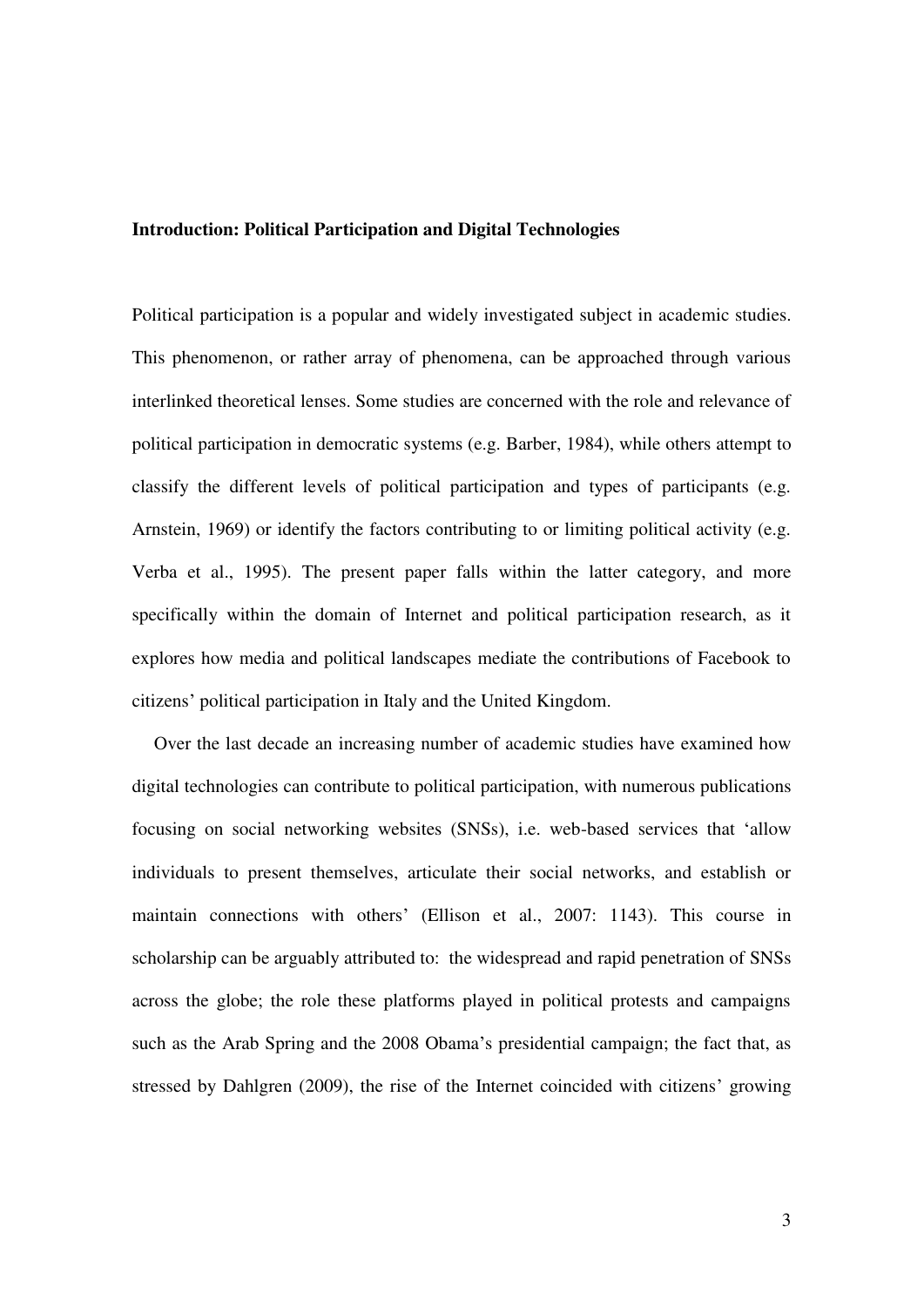**Introduction: Political Participation and Digital Technologies**

Political participation is a popular and widely investigated subject in academic studies. This phenomenon, or rather array of phenomena, can be approached through various interlinked theoretical lenses. Some studies are concerned with the role and relevance of political participation in democratic systems (e.g. Barber, 1984), while others attempt to classify the different levels of political participation and types of participants (e.g. Arnstein, 1969) or identify the factors contributing to or limiting political activity (e.g. Verba et al., 1995). The present paper falls within the latter category, and more specifically within the domain of Internet and political participation research, as it explores how media and political landscapes mediate the contributions of Facebook to citizens' political participation in Italy and the United Kingdom.

Over the last decade an increasing number of academic studies have examined how digital technologies can contribute to political participation, with numerous publications focusing on social networking websites (SNSs), i.e. web-based services that 'allow individuals to present themselves, articulate their social networks, and establish or maintain connections with others' (Ellison et al., 2007: 1143). This course in scholarship can be arguably attributed to: the widespread and rapid penetration of SNSs across the globe; the role these platforms played in political protests and campaigns such as the Arab Spring and the 2008 Obama's presidential campaign; the fact that, as stressed by Dahlgren (2009), the rise of the Internet coincided with citizens' growing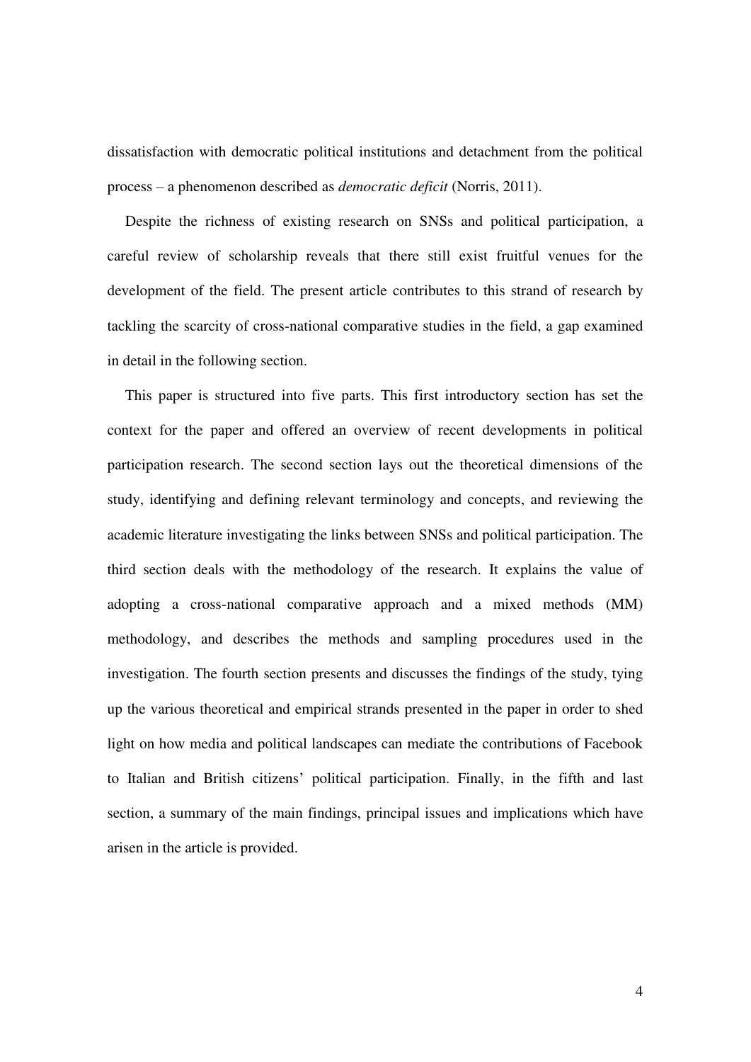dissatisfaction with democratic political institutions and detachment from the political process – a phenomenon described as *democratic deficit* (Norris, 2011).

Despite the richness of existing research on SNSs and political participation, a careful review of scholarship reveals that there still exist fruitful venues for the development of the field. The present article contributes to this strand of research by tackling the scarcity of cross-national comparative studies in the field, a gap examined in detail in the following section.

This paper is structured into five parts. This first introductory section has set the context for the paper and offered an overview of recent developments in political participation research. The second section lays out the theoretical dimensions of the study, identifying and defining relevant terminology and concepts, and reviewing the academic literature investigating the links between SNSs and political participation. The third section deals with the methodology of the research. It explains the value of adopting a cross-national comparative approach and a mixed methods (MM) methodology, and describes the methods and sampling procedures used in the investigation. The fourth section presents and discusses the findings of the study, tying up the various theoretical and empirical strands presented in the paper in order to shed light on how media and political landscapes can mediate the contributions of Facebook to Italian and British citizens' political participation. Finally, in the fifth and last section, a summary of the main findings, principal issues and implications which have arisen in the article is provided.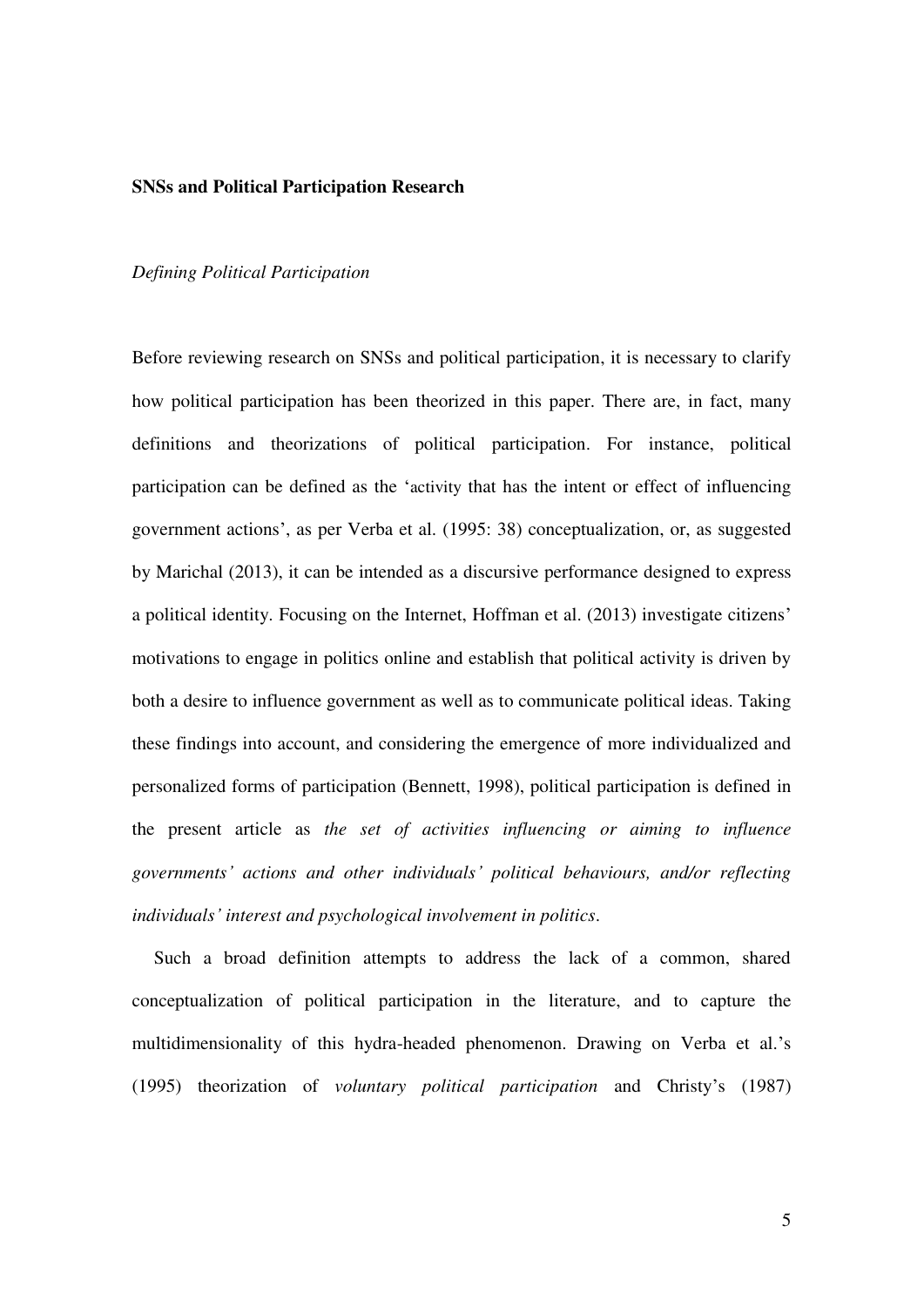## SNSs and Political Participation Research

### *Defining Political Participation*

Before reviewing research on SNSs and political participation, it is necessary to clarify how political participation has been theorized in this paper. There are, in fact, many definitions and theorizations of political participation. For instance, political participation can be defined as the 'activity that has the intent or effect of influencing government actions', as per Verba et al. (1995: 38) conceptualization, or, as suggested by Marichal (2013), it can be intended as a discursive performance designed to express a political identity. Focusing on the Internet, Hoffman et al. (2013) investigate citizens' motivations to engage in politics online and establish that political activity is driven by both a desire to influence government as well as to communicate political ideas. Taking these findings into account, and considering the emergence of more individualized and personalized forms of participation (Bennett, 1998), political participation is defined in the present article as *the set of activities influencing or aiming to influence governments' actions and other individuals' political behaviours, and/or reflecting individuals' interest and psychological involvement in politics*.

Such a broad definition attempts to address the lack of a common, shared conceptualization of political participation in the literature, and to capture the multidimensionality of this hydra-headed phenomenon. Drawing on Verba et al.'s (1995) theorization of *voluntary political participation* and Christy's (1987)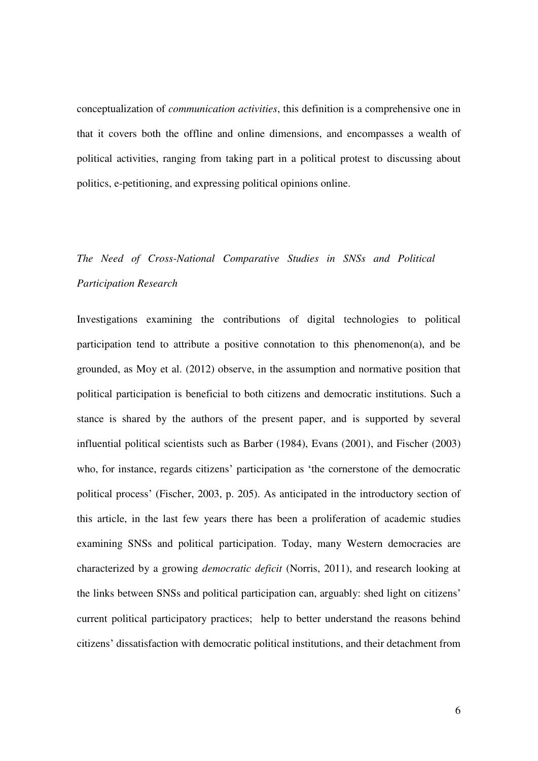conceptualization of *communication activities*, this definition is a comprehensive one in that it covers both the offline and online dimensions, and encompasses a wealth of political activities, ranging from taking part in a political protest to discussing about politics, e-petitioning, and expressing political opinions online.

### *The Need of Cross-National Comparative Studies in SNSs and Political Participation Research*

Investigations examining the contributions of digital technologies to political participation tend to attribute a positive connotation to this phenomenon(a), and be grounded, as Moy et al. (2012) observe, in the assumption and normative position that political participation is beneficial to both citizens and democratic institutions. Such a stance is shared by the authors of the present paper, and is supported by several influential political scientists such as Barber (1984), Evans (2001), and Fischer (2003) who, for instance, regards citizens' participation as 'the cornerstone of the democratic political process' (Fischer, 2003, p. 205). As anticipated in the introductory section of this article, in the last few years there has been a proliferation of academic studies examining SNSs and political participation. Today, many Western democracies are characterized by a growing *democratic deficit* (Norris, 2011), and research looking at the links between SNSs and political participation can, arguably: shed light on citizens' current political participatory practices; help to better understand the reasons behind citizens' dissatisfaction with democratic political institutions, and their detachment from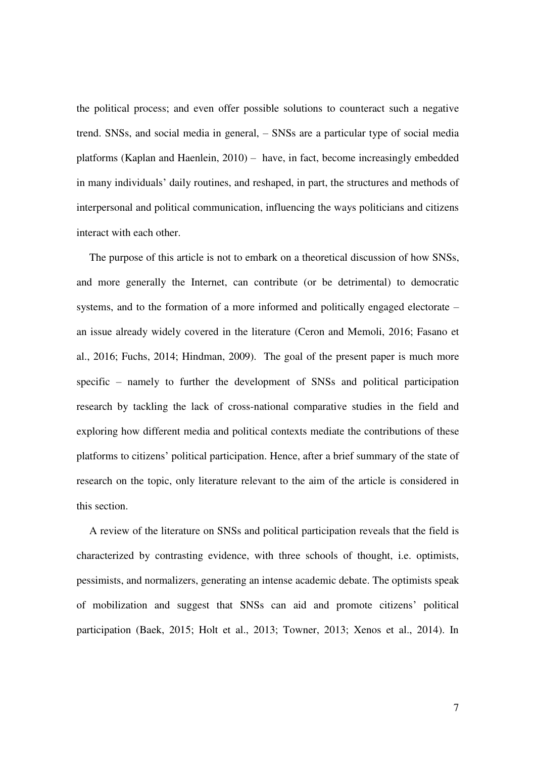the political process; and even offer possible solutions to counteract such a negative trend. SNSs, and social media in general, – SNSs are a particular type of social media platforms (Kaplan and Haenlein, 2010) – have, in fact, become increasingly embedded in many individuals' daily routines, and reshaped, in part, the structures and methods of interpersonal and political communication, influencing the ways politicians and citizens interact with each other.

The purpose of this article is not to embark on a theoretical discussion of how SNSs, and more generally the Internet, can contribute (or be detrimental) to democratic systems, and to the formation of a more informed and politically engaged electorate – an issue already widely covered in the literature (Ceron and Memoli, 2016; Fasano et al., 2016; Fuchs, 2014; Hindman, 2009). The goal of the present paper is much more specific – namely to further the development of SNSs and political participation research by tackling the lack of cross-national comparative studies in the field and exploring how different media and political contexts mediate the contributions of these platforms to citizens' political participation. Hence, after a brief summary of the state of research on the topic, only literature relevant to the aim of the article is considered in this section.

A review of the literature on SNSs and political participation reveals that the field is characterized by contrasting evidence, with three schools of thought, i.e. optimists, pessimists, and normalizers, generating an intense academic debate. The optimists speak of mobilization and suggest that SNSs can aid and promote citizens' political participation (Baek, 2015; Holt et al., 2013; Towner, 2013; Xenos et al., 2014). In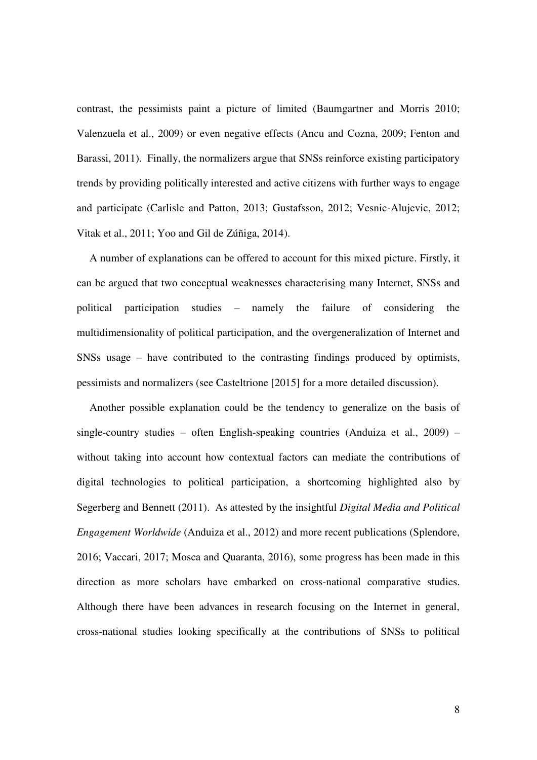contrast, the pessimists paint a picture of limited (Baumgartner and Morris 2010; Valenzuela et al., 2009) or even negative effects (Ancu and Cozna, 2009; Fenton and Barassi, 2011). Finally, the normalizers argue that SNSs reinforce existing participatory trends by providing politically interested and active citizens with further ways to engage and participate (Carlisle and Patton, 2013; Gustafsson, 2012; Vesnic-Alujevic, 2012; Vitak et al., 2011; Yoo and Gil de Zúñiga, 2014).

A number of explanations can be offered to account for this mixed picture. Firstly, it can be argued that two conceptual weaknesses characterising many Internet, SNSs and political participation studies – namely the failure of considering the multidimensionality of political participation, and the overgeneralization of Internet and SNSs usage – have contributed to the contrasting findings produced by optimists, pessimists and normalizers (see Casteltrione [2015] for a more detailed discussion).

Another possible explanation could be the tendency to generalize on the basis of single-country studies – often English-speaking countries (Anduiza et al., 2009) – without taking into account how contextual factors can mediate the contributions of digital technologies to political participation, a shortcoming highlighted also by Segerberg and Bennett (2011). As attested by the insightful *Digital Media and Political Engagement Worldwide* (Anduiza et al., 2012) and more recent publications (Splendore, 2016; Vaccari, 2017; Mosca and Quaranta, 2016), some progress has been made in this direction as more scholars have embarked on cross-national comparative studies. Although there have been advances in research focusing on the Internet in general, cross-national studies looking specifically at the contributions of SNSs to political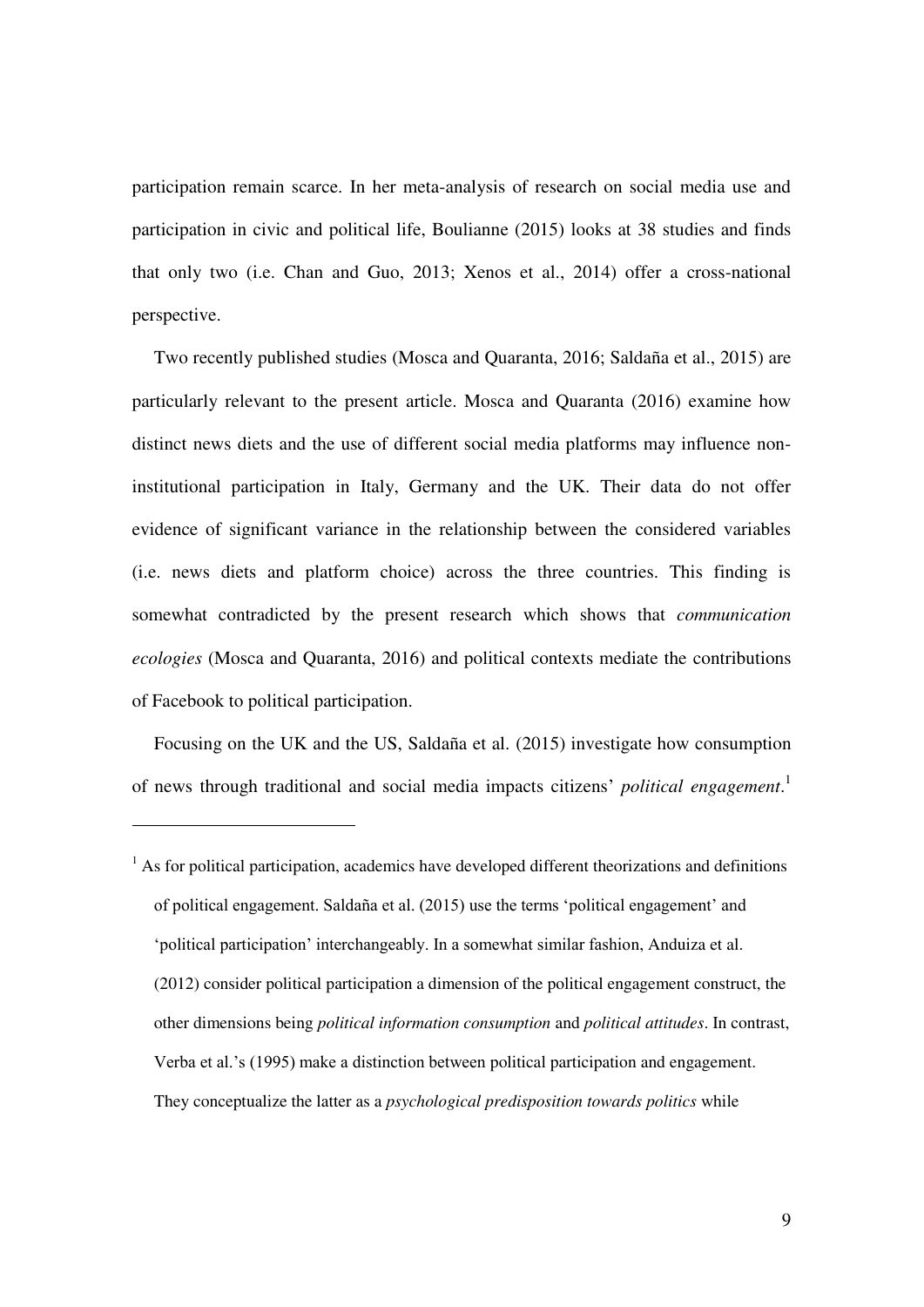participation remain scarce. In her meta-analysis of research on social media use and participation in civic and political life, Boulianne (2015) looks at 38 studies and finds that only two (i.e. Chan and Guo, 2013; Xenos et al., 2014) offer a cross-national perspective.

Two recently published studies (Mosca and Quaranta, 2016; Saldaña et al., 2015) are particularly relevant to the present article. Mosca and Quaranta (2016) examine how distinct news diets and the use of different social media platforms may influence non-institutional participation in Italy, Germany and the UK. Their data do not offer evidence of significant variance in the relationship between the considered variables (i.e. news diets and platform choice) across the three countries. This finding is somewhat contradicted by the present research which shows that *communication ecologies* (Mosca and Quaranta, 2016) and political contexts mediate the contributions of Facebook to political participation.

Focusing on the UK and the US, Saldaña et al. (2015) investigate how consumption of news through traditional and social media impacts citizens' *political engagement*.[1]

[1] As for political participation, academics have developed different theorizations and definitions of political engagement. Saldaña et al. (2015) use the terms 'political engagement' and 'political participation' interchangeably. In a somewhat similar fashion, Anduiza et al. (2012) consider political participation a dimension of the political engagement construct, the other dimensions being *political information consumption* and *political attitudes*. In contrast, Verba et al.'s (1995) make a distinction between political participation and engagement. They conceptualize the latter as a *psychological predisposition towards politics* while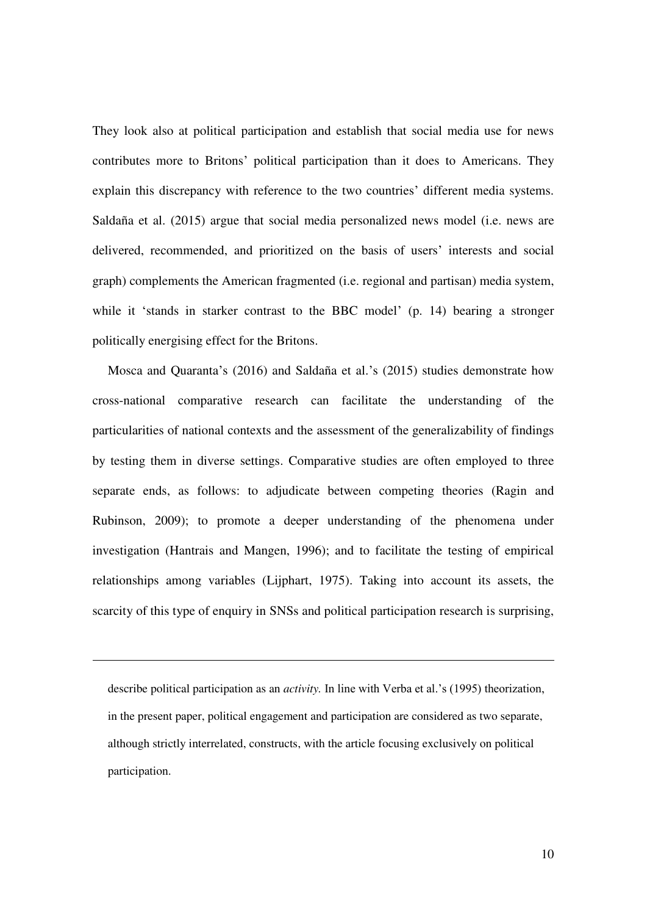They look also at political participation and establish that social media use for news contributes more to Britons' political participation than it does to Americans. They explain this discrepancy with reference to the two countries' different media systems. Saldaña et al. (2015) argue that social media personalized news model (i.e. news are delivered, recommended, and prioritized on the basis of users' interests and social graph) complements the American fragmented (i.e. regional and partisan) media system, while it 'stands in starker contrast to the BBC model' (p. 14) bearing a stronger politically energising effect for the Britons.

Mosca and Quaranta's (2016) and Saldaña et al.'s (2015) studies demonstrate how cross-national comparative research can facilitate the understanding of the particularities of national contexts and the assessment of the generalizability of findings by testing them in diverse settings. Comparative studies are often employed to three separate ends, as follows: to adjudicate between competing theories (Ragin and Rubinson, 2009); to promote a deeper understanding of the phenomena under investigation (Hantrais and Mangen, 1996); and to facilitate the testing of empirical relationships among variables (Lijphart, 1975). Taking into account its assets, the scarcity of this type of enquiry in SNSs and political participation research is surprising,

---

describe political participation as an *activity.* In line with Verba et al.'s (1995) theorization, in the present paper, political engagement and participation are considered as two separate, although strictly interrelated, constructs, with the article focusing exclusively on political participation.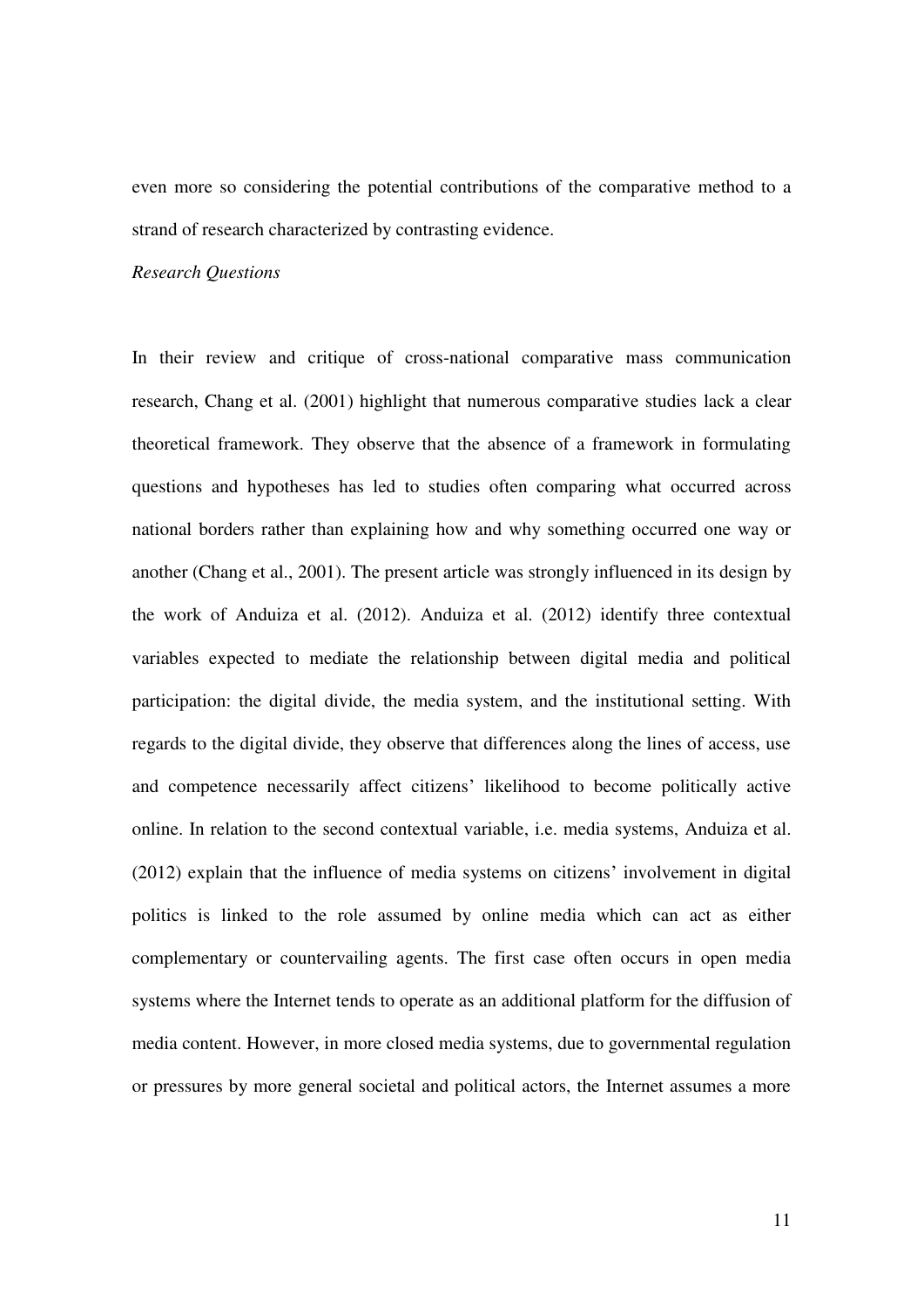even more so considering the potential contributions of the comparative method to a strand of research characterized by contrasting evidence.

### *Research Questions*

In their review and critique of cross-national comparative mass communication research, Chang et al. (2001) highlight that numerous comparative studies lack a clear theoretical framework. They observe that the absence of a framework in formulating questions and hypotheses has led to studies often comparing what occurred across national borders rather than explaining how and why something occurred one way or another (Chang et al., 2001). The present article was strongly influenced in its design by the work of Anduiza et al. (2012). Anduiza et al. (2012) identify three contextual variables expected to mediate the relationship between digital media and political participation: the digital divide, the media system, and the institutional setting. With regards to the digital divide, they observe that differences along the lines of access, use and competence necessarily affect citizens' likelihood to become politically active online. In relation to the second contextual variable, i.e. media systems, Anduiza et al. (2012) explain that the influence of media systems on citizens' involvement in digital politics is linked to the role assumed by online media which can act as either complementary or countervailing agents. The first case often occurs in open media systems where the Internet tends to operate as an additional platform for the diffusion of media content. However, in more closed media systems, due to governmental regulation or pressures by more general societal and political actors, the Internet assumes a more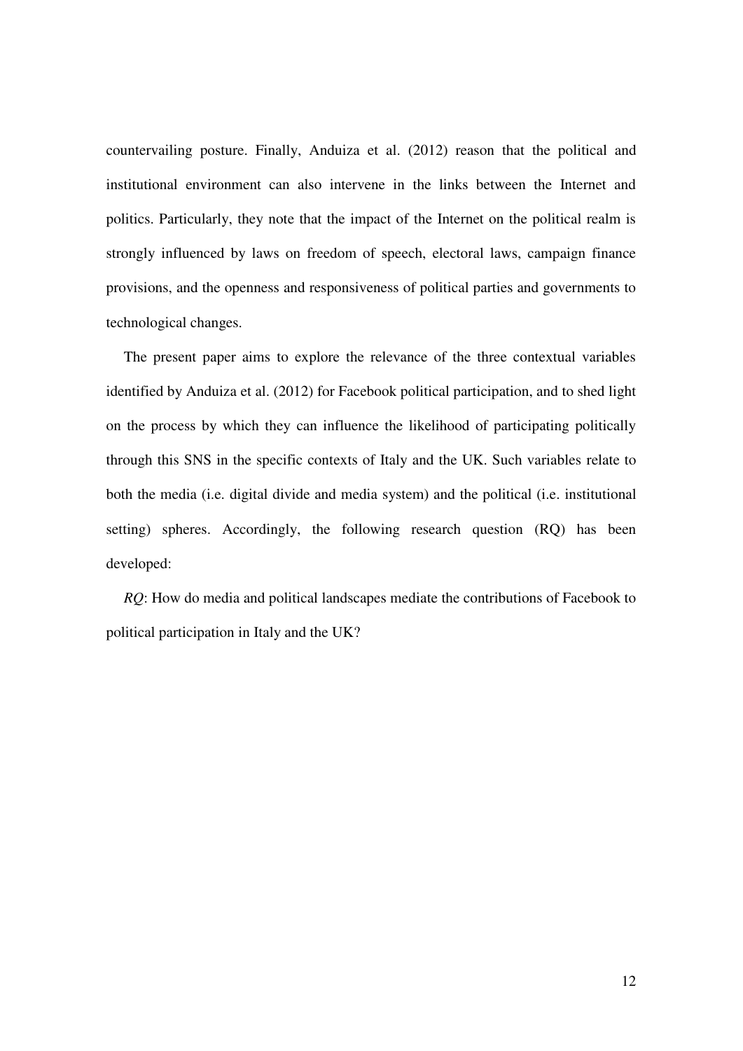countervailing posture. Finally, Anduiza et al. (2012) reason that the political and institutional environment can also intervene in the links between the Internet and politics. Particularly, they note that the impact of the Internet on the political realm is strongly influenced by laws on freedom of speech, electoral laws, campaign finance provisions, and the openness and responsiveness of political parties and governments to technological changes.

The present paper aims to explore the relevance of the three contextual variables identified by Anduiza et al. (2012) for Facebook political participation, and to shed light on the process by which they can influence the likelihood of participating politically through this SNS in the specific contexts of Italy and the UK. Such variables relate to both the media (i.e. digital divide and media system) and the political (i.e. institutional setting) spheres. Accordingly, the following research question (RQ) has been developed:

*RQ*: How do media and political landscapes mediate the contributions of Facebook to political participation in Italy and the UK?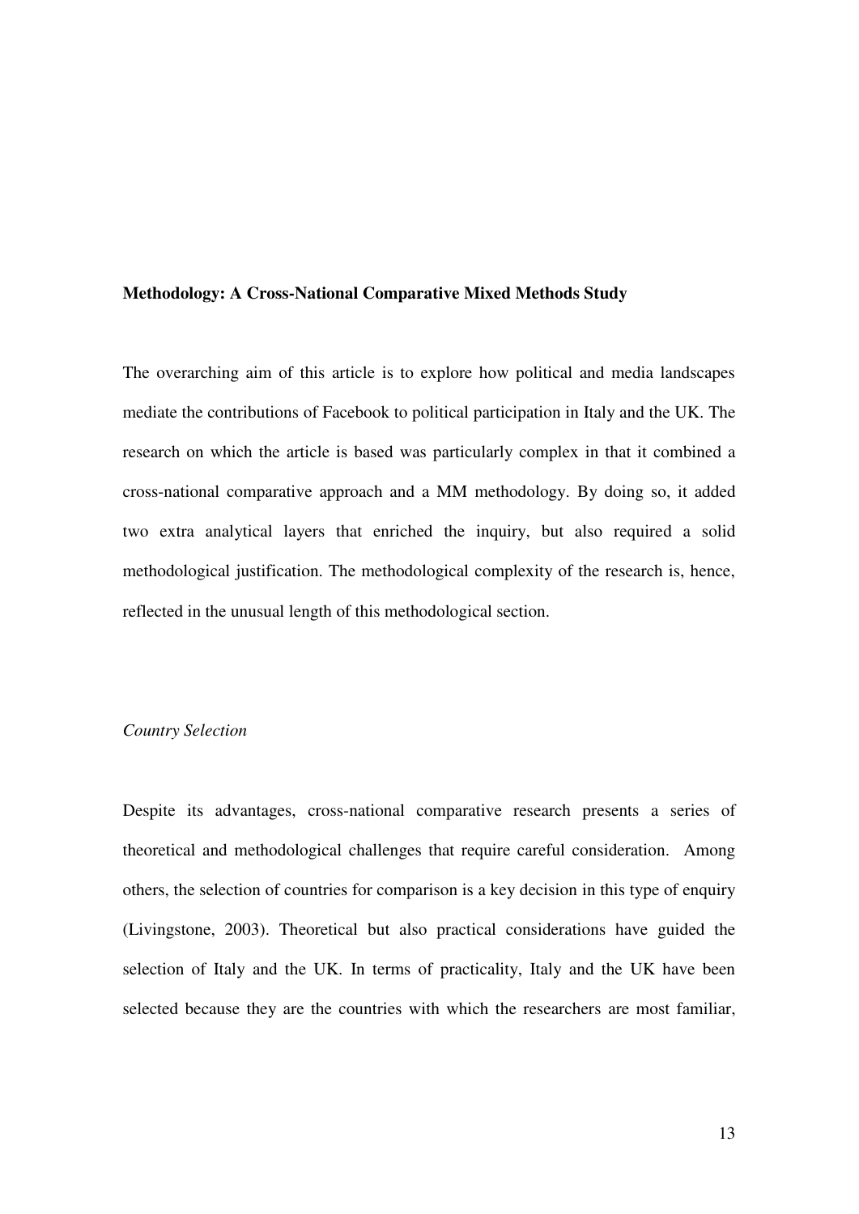## Methodology: A Cross-National Comparative Mixed Methods Study

The overarching aim of this article is to explore how political and media landscapes mediate the contributions of Facebook to political participation in Italy and the UK. The research on which the article is based was particularly complex in that it combined a cross-national comparative approach and a MM methodology. By doing so, it added two extra analytical layers that enriched the inquiry, but also required a solid methodological justification. The methodological complexity of the research is, hence, reflected in the unusual length of this methodological section.

### *Country Selection*

Despite its advantages, cross-national comparative research presents a series of theoretical and methodological challenges that require careful consideration. Among others, the selection of countries for comparison is a key decision in this type of enquiry (Livingstone, 2003). Theoretical but also practical considerations have guided the selection of Italy and the UK. In terms of practicality, Italy and the UK have been selected because they are the countries with which the researchers are most familiar,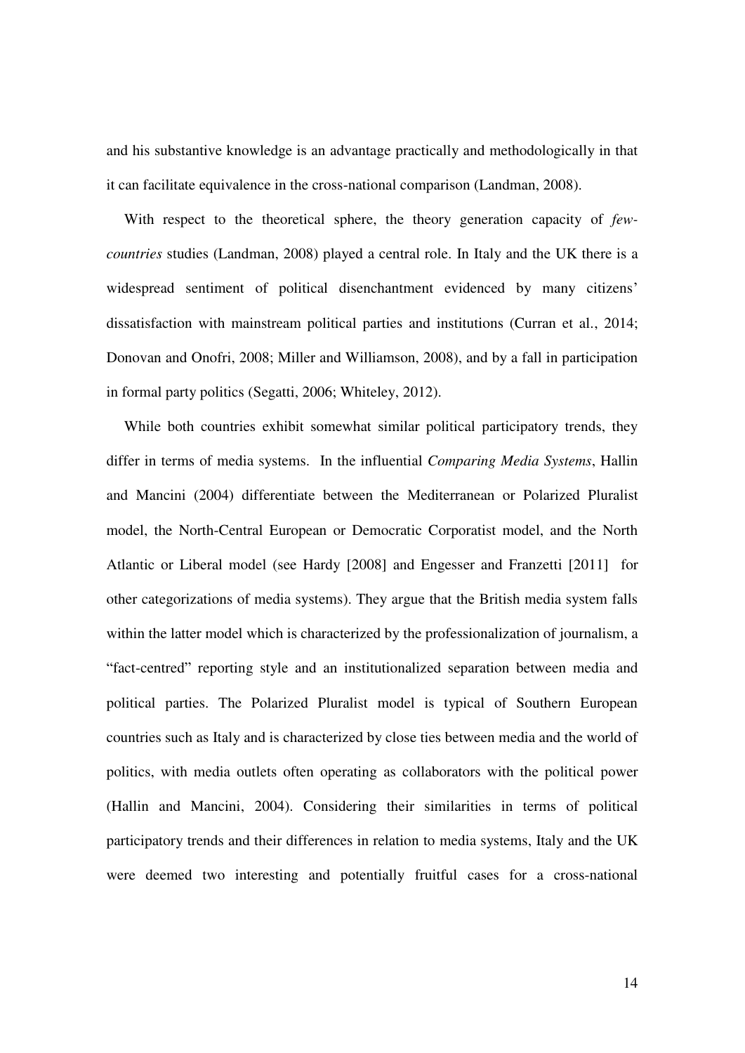and his substantive knowledge is an advantage practically and methodologically in that it can facilitate equivalence in the cross-national comparison (Landman, 2008).

With respect to the theoretical sphere, the theory generation capacity of *few-countries* studies (Landman, 2008) played a central role. In Italy and the UK there is a widespread sentiment of political disenchantment evidenced by many citizens' dissatisfaction with mainstream political parties and institutions (Curran et al., 2014; Donovan and Onofri, 2008; Miller and Williamson, 2008), and by a fall in participation in formal party politics (Segatti, 2006; Whiteley, 2012).

While both countries exhibit somewhat similar political participatory trends, they differ in terms of media systems. In the influential *Comparing Media Systems*, Hallin and Mancini (2004) differentiate between the Mediterranean or Polarized Pluralist model, the North-Central European or Democratic Corporatist model, and the North Atlantic or Liberal model (see Hardy [2008] and Engesser and Franzetti [2011] for other categorizations of media systems). They argue that the British media system falls within the latter model which is characterized by the professionalization of journalism, a "fact-centred" reporting style and an institutionalized separation between media and political parties. The Polarized Pluralist model is typical of Southern European countries such as Italy and is characterized by close ties between media and the world of politics, with media outlets often operating as collaborators with the political power (Hallin and Mancini, 2004). Considering their similarities in terms of political participatory trends and their differences in relation to media systems, Italy and the UK were deemed two interesting and potentially fruitful cases for a cross-national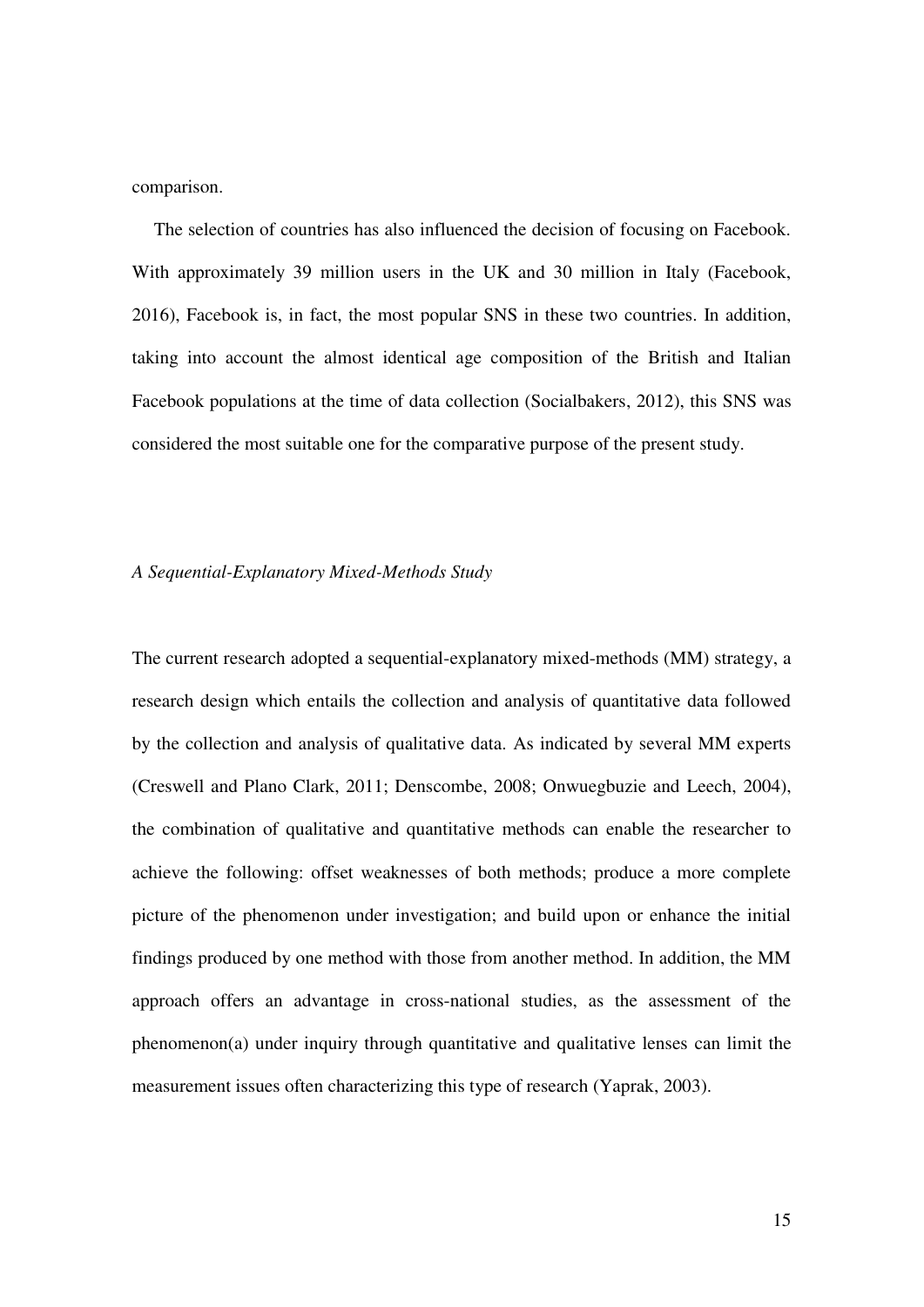comparison.

The selection of countries has also influenced the decision of focusing on Facebook. With approximately 39 million users in the UK and 30 million in Italy (Facebook, 2016), Facebook is, in fact, the most popular SNS in these two countries. In addition, taking into account the almost identical age composition of the British and Italian Facebook populations at the time of data collection (Socialbakers, 2012), this SNS was considered the most suitable one for the comparative purpose of the present study.

*A Sequential-Explanatory Mixed-Methods Study*

The current research adopted a sequential-explanatory mixed-methods (MM) strategy, a research design which entails the collection and analysis of quantitative data followed by the collection and analysis of qualitative data. As indicated by several MM experts (Creswell and Plano Clark, 2011; Denscombe, 2008; Onwuegbuzie and Leech, 2004), the combination of qualitative and quantitative methods can enable the researcher to achieve the following: offset weaknesses of both methods; produce a more complete picture of the phenomenon under investigation; and build upon or enhance the initial findings produced by one method with those from another method. In addition, the MM approach offers an advantage in cross-national studies, as the assessment of the phenomenon(a) under inquiry through quantitative and qualitative lenses can limit the measurement issues often characterizing this type of research (Yaprak, 2003).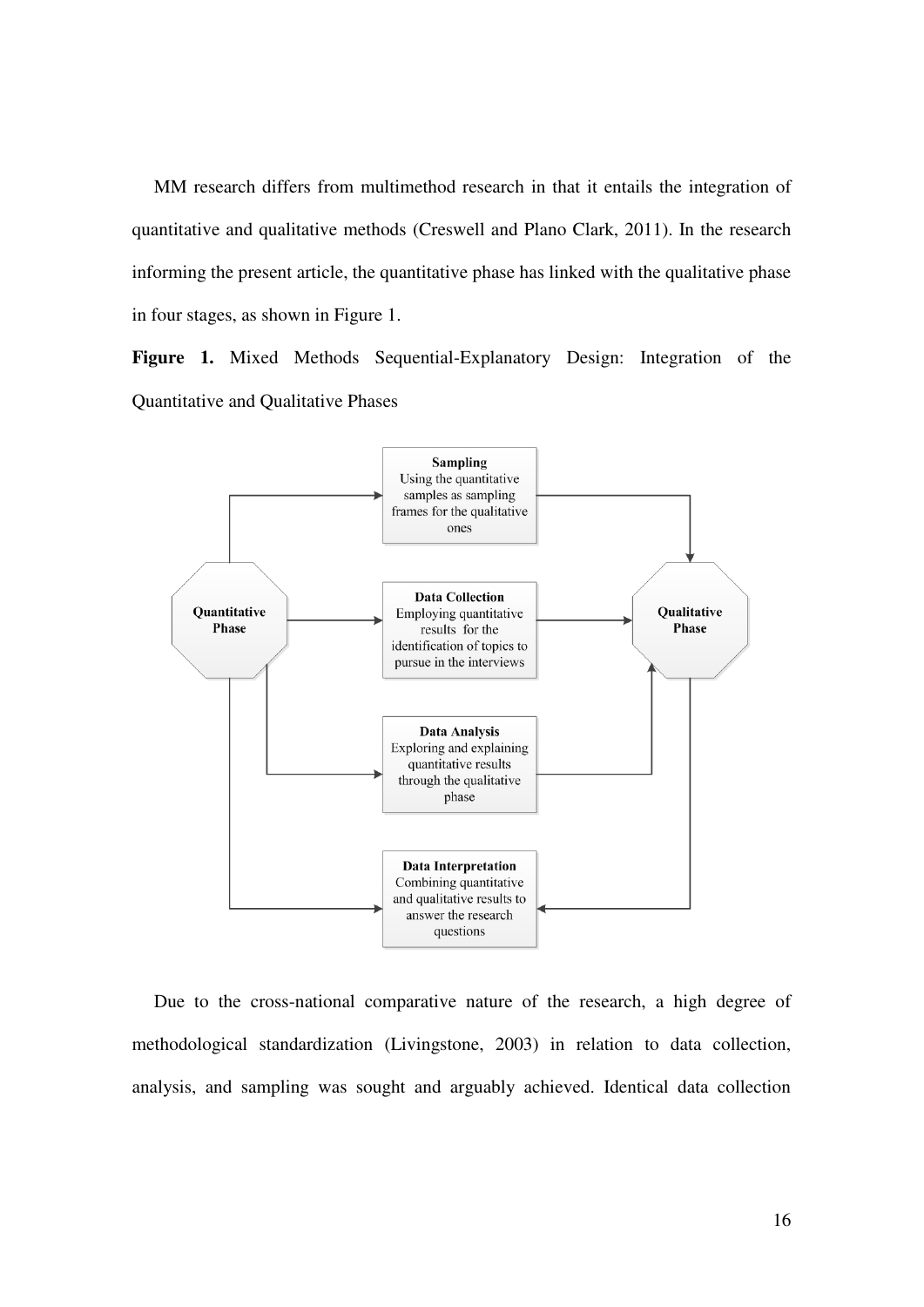MM research differs from multimethod research in that it entails the integration of quantitative and qualitative methods (Creswell and Plano Clark, 2011). In the research informing the present article, the quantitative phase has linked with the qualitative phase in four stages, as shown in Figure 1.

**Figure 1.** Mixed Methods Sequential-Explanatory Design: Integration of the Quantitative and Qualitative Phases

**Quantitative Phase** → **Qualitative Phase**

- **Sampling**: Using the quantitative samples as sampling frames for the qualitative ones
- **Data Collection**: Employing quantitative results for the identification of topics to pursue in the interviews
- **Data Analysis**: Exploring and explaining quantitative results through the qualitative phase
- **Data Interpretation**: Combining quantitative and qualitative results to answer the research questions

Due to the cross-national comparative nature of the research, a high degree of methodological standardization (Livingstone, 2003) in relation to data collection, analysis, and sampling was sought and arguably achieved. Identical data collection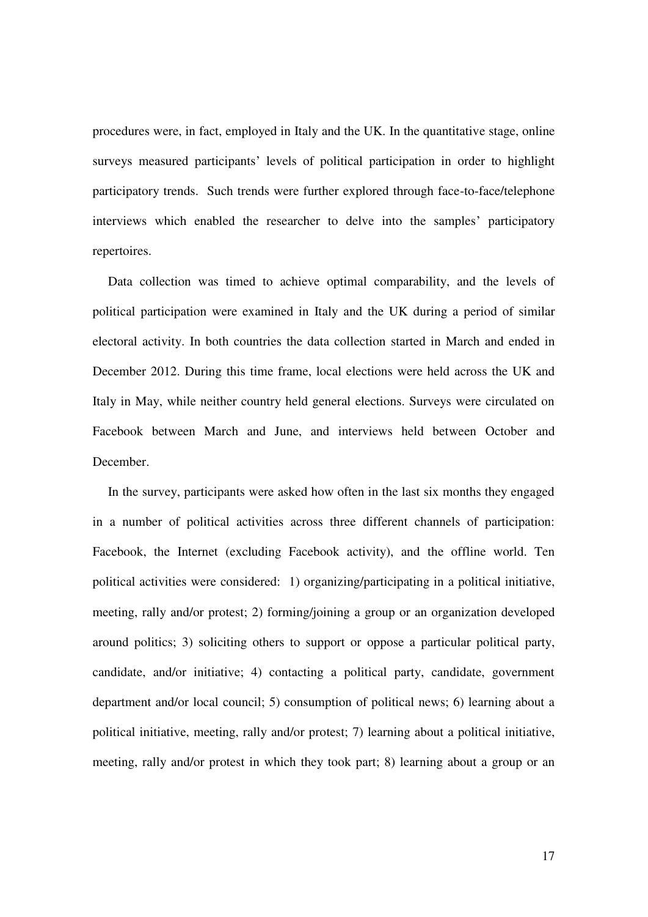procedures were, in fact, employed in Italy and the UK. In the quantitative stage, online surveys measured participants' levels of political participation in order to highlight participatory trends. Such trends were further explored through face-to-face/telephone interviews which enabled the researcher to delve into the samples' participatory repertoires.

Data collection was timed to achieve optimal comparability, and the levels of political participation were examined in Italy and the UK during a period of similar electoral activity. In both countries the data collection started in March and ended in December 2012. During this time frame, local elections were held across the UK and Italy in May, while neither country held general elections. Surveys were circulated on Facebook between March and June, and interviews held between October and December.

In the survey, participants were asked how often in the last six months they engaged in a number of political activities across three different channels of participation: Facebook, the Internet (excluding Facebook activity), and the offline world. Ten political activities were considered: 1) organizing/participating in a political initiative, meeting, rally and/or protest; 2) forming/joining a group or an organization developed around politics; 3) soliciting others to support or oppose a particular political party, candidate, and/or initiative; 4) contacting a political party, candidate, government department and/or local council; 5) consumption of political news; 6) learning about a political initiative, meeting, rally and/or protest; 7) learning about a political initiative, meeting, rally and/or protest in which they took part; 8) learning about a group or an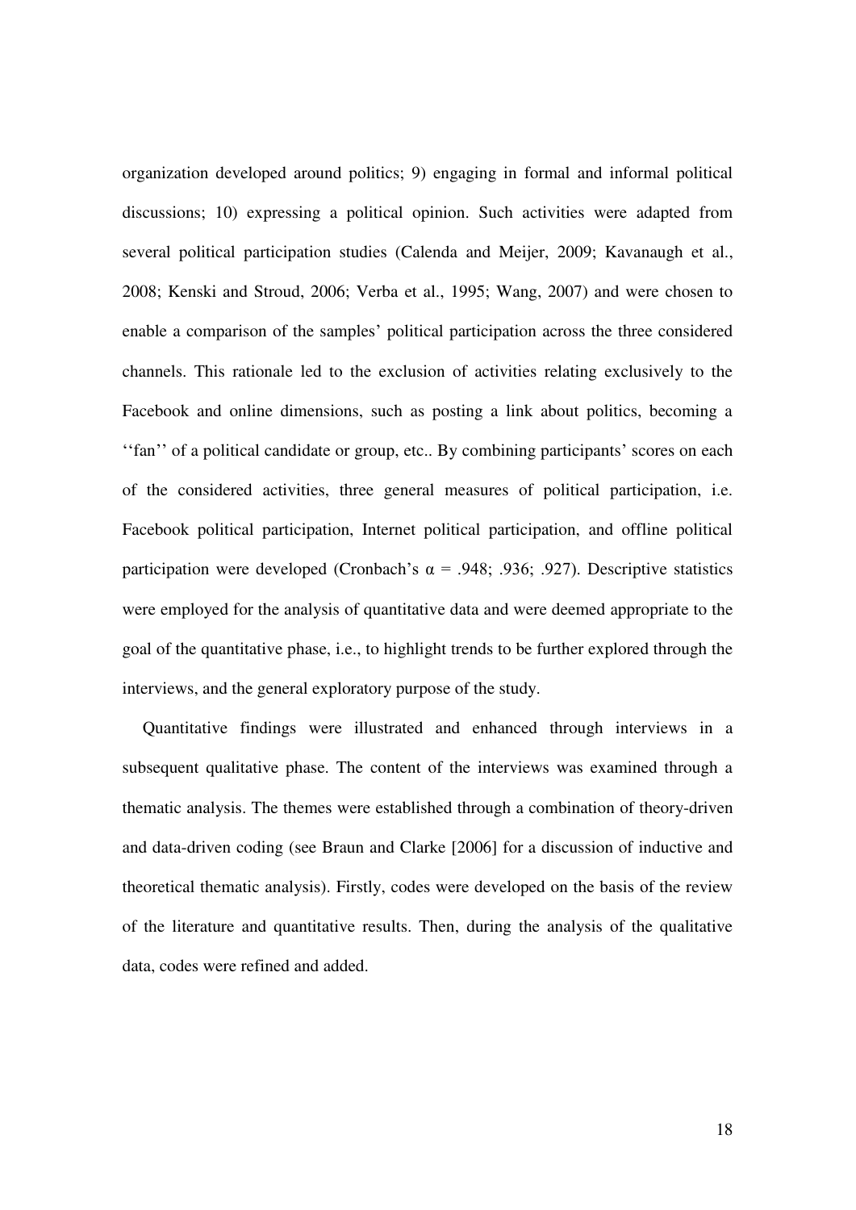organization developed around politics; 9) engaging in formal and informal political discussions; 10) expressing a political opinion. Such activities were adapted from several political participation studies (Calenda and Meijer, 2009; Kavanaugh et al., 2008; Kenski and Stroud, 2006; Verba et al., 1995; Wang, 2007) and were chosen to enable a comparison of the samples' political participation across the three considered channels. This rationale led to the exclusion of activities relating exclusively to the Facebook and online dimensions, such as posting a link about politics, becoming a ''fan'' of a political candidate or group, etc.. By combining participants' scores on each of the considered activities, three general measures of political participation, i.e. Facebook political participation, Internet political participation, and offline political participation were developed (Cronbach's $\alpha$ = .948; .936; .927). Descriptive statistics were employed for the analysis of quantitative data and were deemed appropriate to the goal of the quantitative phase, i.e., to highlight trends to be further explored through the interviews, and the general exploratory purpose of the study.

Quantitative findings were illustrated and enhanced through interviews in a subsequent qualitative phase. The content of the interviews was examined through a thematic analysis. The themes were established through a combination of theory-driven and data-driven coding (see Braun and Clarke [2006] for a discussion of inductive and theoretical thematic analysis). Firstly, codes were developed on the basis of the review of the literature and quantitative results. Then, during the analysis of the qualitative data, codes were refined and added.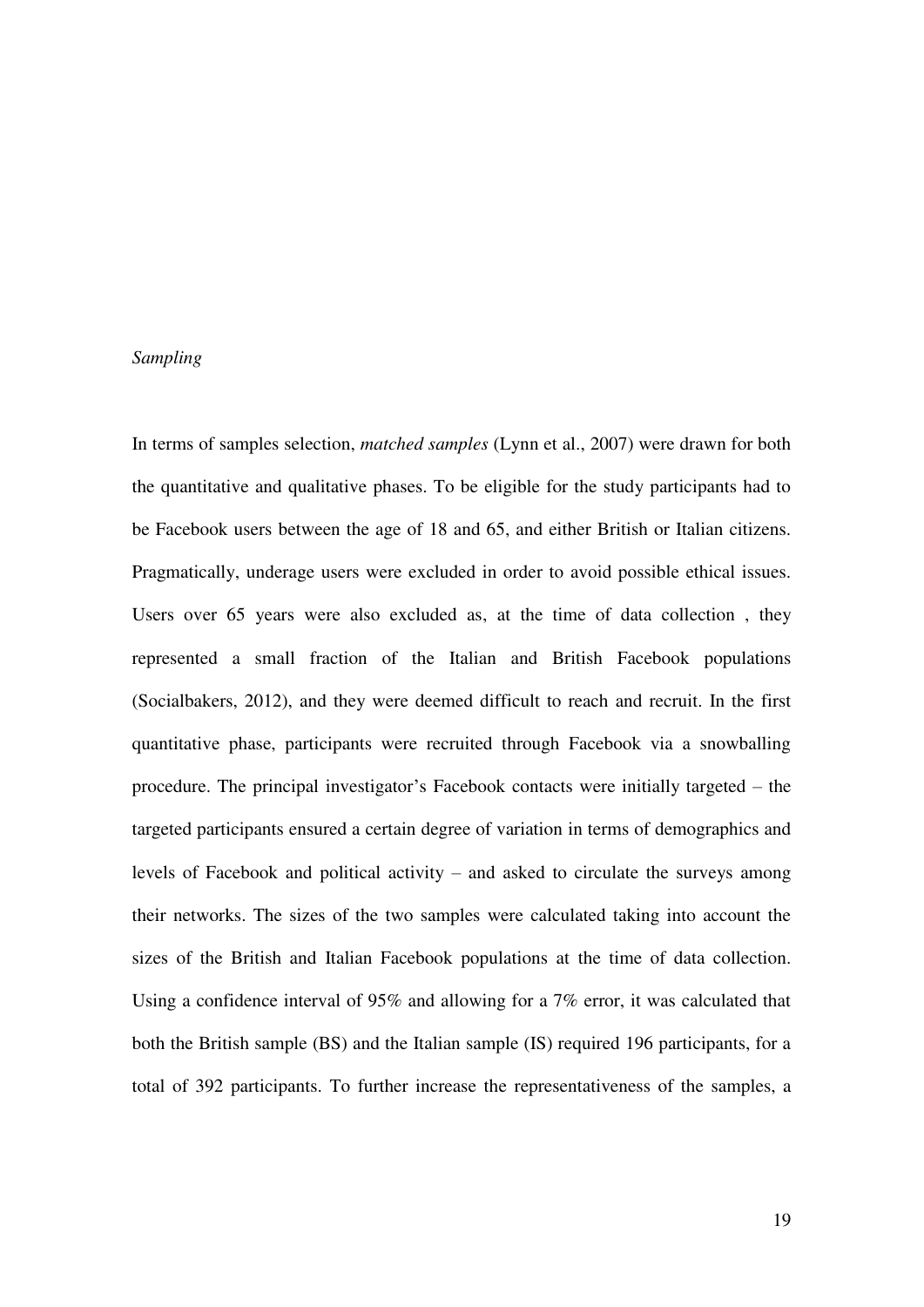*Sampling*

In terms of samples selection, *matched samples* (Lynn et al., 2007) were drawn for both the quantitative and qualitative phases. To be eligible for the study participants had to be Facebook users between the age of 18 and 65, and either British or Italian citizens. Pragmatically, underage users were excluded in order to avoid possible ethical issues. Users over 65 years were also excluded as, at the time of data collection , they represented a small fraction of the Italian and British Facebook populations (Socialbakers, 2012), and they were deemed difficult to reach and recruit. In the first quantitative phase, participants were recruited through Facebook via a snowballing procedure. The principal investigator's Facebook contacts were initially targeted – the targeted participants ensured a certain degree of variation in terms of demographics and levels of Facebook and political activity – and asked to circulate the surveys among their networks. The sizes of the two samples were calculated taking into account the sizes of the British and Italian Facebook populations at the time of data collection. Using a confidence interval of 95% and allowing for a 7% error, it was calculated that both the British sample (BS) and the Italian sample (IS) required 196 participants, for a total of 392 participants. To further increase the representativeness of the samples, a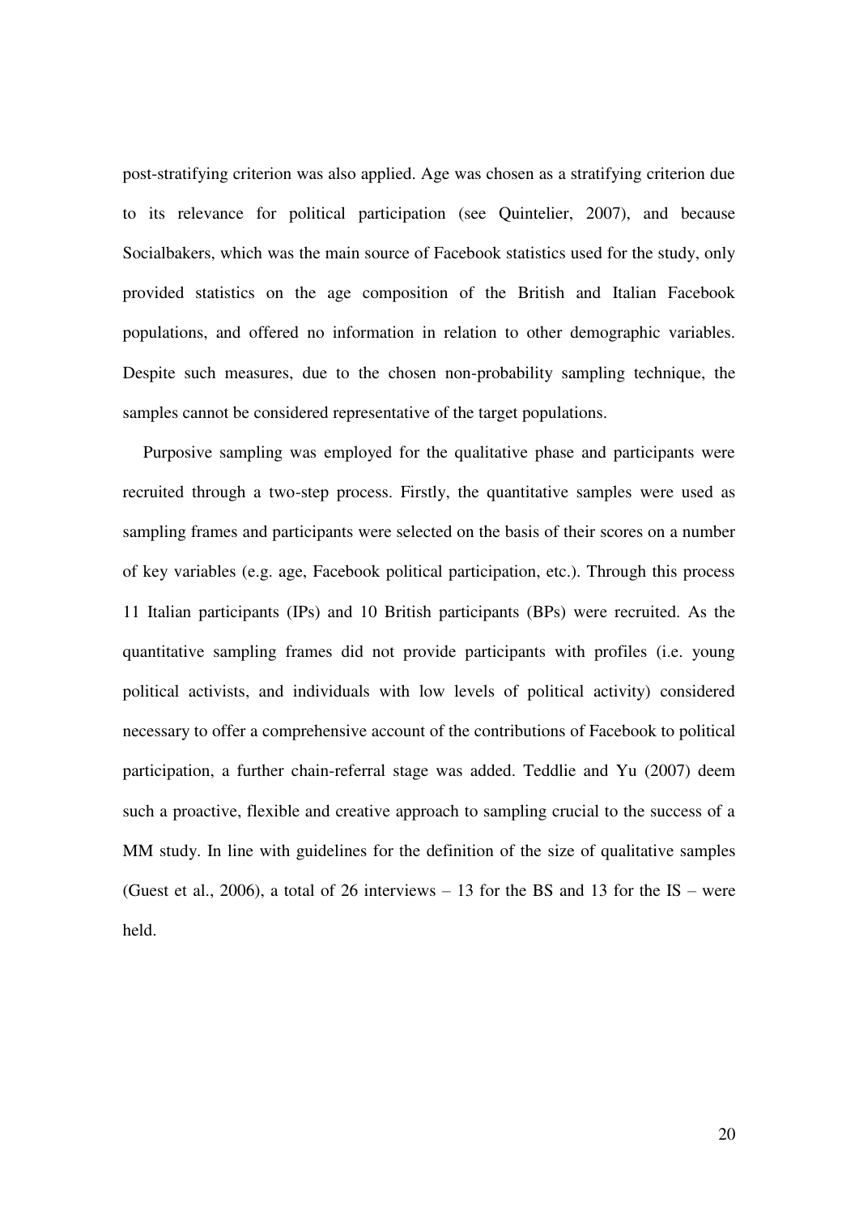post-stratifying criterion was also applied. Age was chosen as a stratifying criterion due to its relevance for political participation (see Quintelier, 2007), and because Socialbakers, which was the main source of Facebook statistics used for the study, only provided statistics on the age composition of the British and Italian Facebook populations, and offered no information in relation to other demographic variables. Despite such measures, due to the chosen non-probability sampling technique, the samples cannot be considered representative of the target populations.

Purposive sampling was employed for the qualitative phase and participants were recruited through a two-step process. Firstly, the quantitative samples were used as sampling frames and participants were selected on the basis of their scores on a number of key variables (e.g. age, Facebook political participation, etc.). Through this process 11 Italian participants (IPs) and 10 British participants (BPs) were recruited. As the quantitative sampling frames did not provide participants with profiles (i.e. young political activists, and individuals with low levels of political activity) considered necessary to offer a comprehensive account of the contributions of Facebook to political participation, a further chain-referral stage was added. Teddlie and Yu (2007) deem such a proactive, flexible and creative approach to sampling crucial to the success of a MM study. In line with guidelines for the definition of the size of qualitative samples (Guest et al., 2006), a total of 26 interviews – 13 for the BS and 13 for the IS – were held.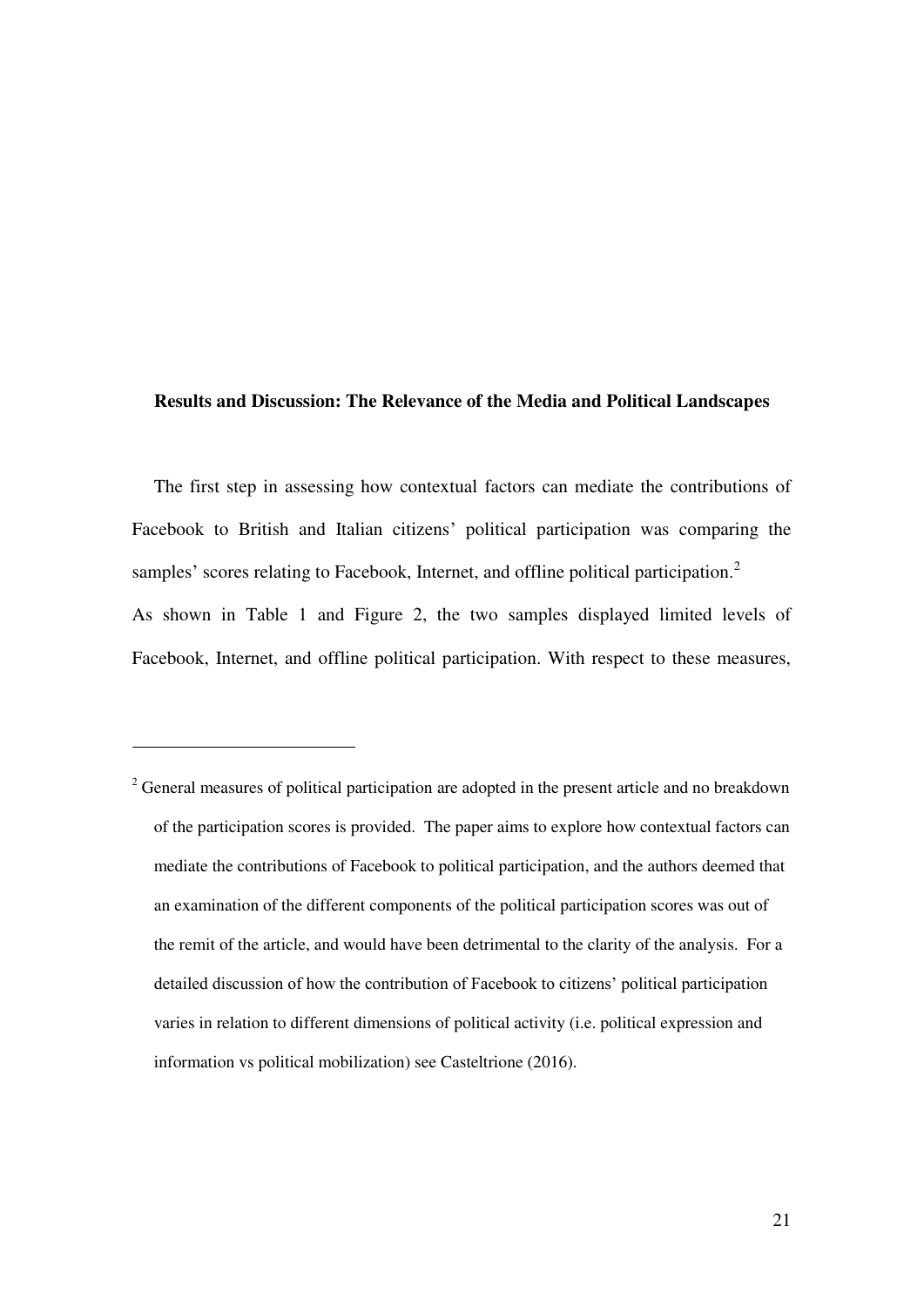## Results and Discussion: The Relevance of the Media and Political Landscapes

The first step in assessing how contextual factors can mediate the contributions of Facebook to British and Italian citizens' political participation was comparing the samples' scores relating to Facebook, Internet, and offline political participation.[2]

As shown in Table 1 and Figure 2, the two samples displayed limited levels of Facebook, Internet, and offline political participation. With respect to these measures,

---

[2] General measures of political participation are adopted in the present article and no breakdown of the participation scores is provided. The paper aims to explore how contextual factors can mediate the contributions of Facebook to political participation, and the authors deemed that an examination of the different components of the political participation scores was out of the remit of the article, and would have been detrimental to the clarity of the analysis. For a detailed discussion of how the contribution of Facebook to citizens' political participation varies in relation to different dimensions of political activity (i.e. political expression and information vs political mobilization) see Casteltrione (2016).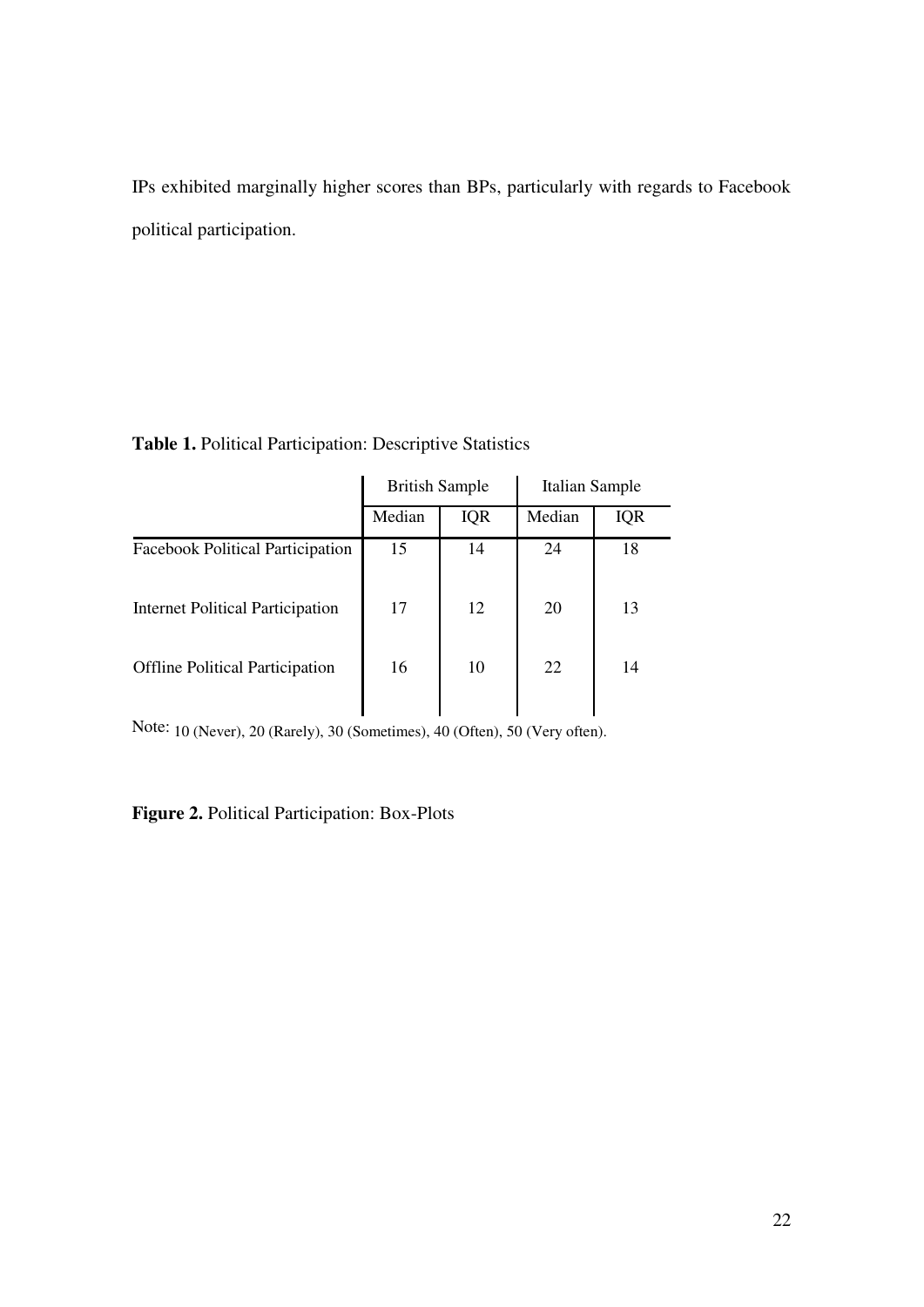IPs exhibited marginally higher scores than BPs, particularly with regards to Facebook political participation.

**Table 1.** Political Participation: Descriptive Statistics

| | British Sample | | Italian Sample | |
|---|---|---|---|---|
| | Median | IQR | Median | IQR |
| Facebook Political Participation | 15 | 14 | 24 | 18 |
| Internet Political Participation | 17 | 12 | 20 | 13 |
| Offline Political Participation | 16 | 10 | 22 | 14 |

Note: 10 (Never), 20 (Rarely), 30 (Sometimes), 40 (Often), 50 (Very often).

**Figure 2.** Political Participation: Box-Plots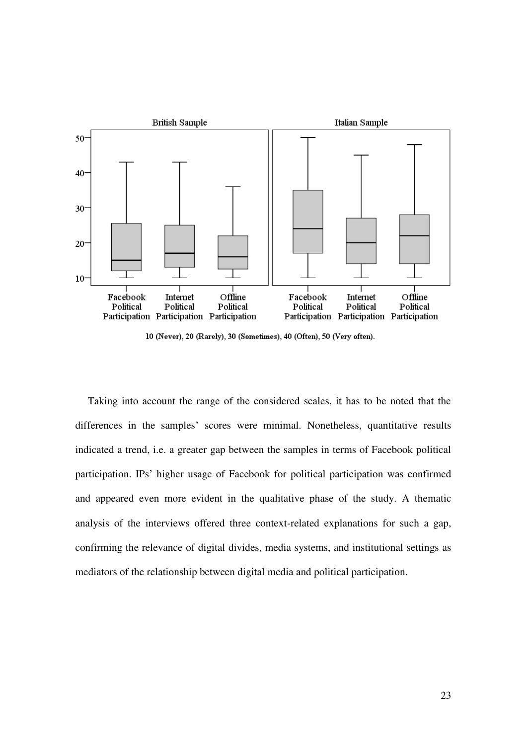British Sample | Italian Sample

Facebook Political Participation | Internet Political Participation | Offline Political Participation

10 (Never), 20 (Rarely), 30 (Sometimes), 40 (Often), 50 (Very often).

Taking into account the range of the considered scales, it has to be noted that the differences in the samples' scores were minimal. Nonetheless, quantitative results indicated a trend, i.e. a greater gap between the samples in terms of Facebook political participation. IPs' higher usage of Facebook for political participation was confirmed and appeared even more evident in the qualitative phase of the study. A thematic analysis of the interviews offered three context-related explanations for such a gap, confirming the relevance of digital divides, media systems, and institutional settings as mediators of the relationship between digital media and political participation.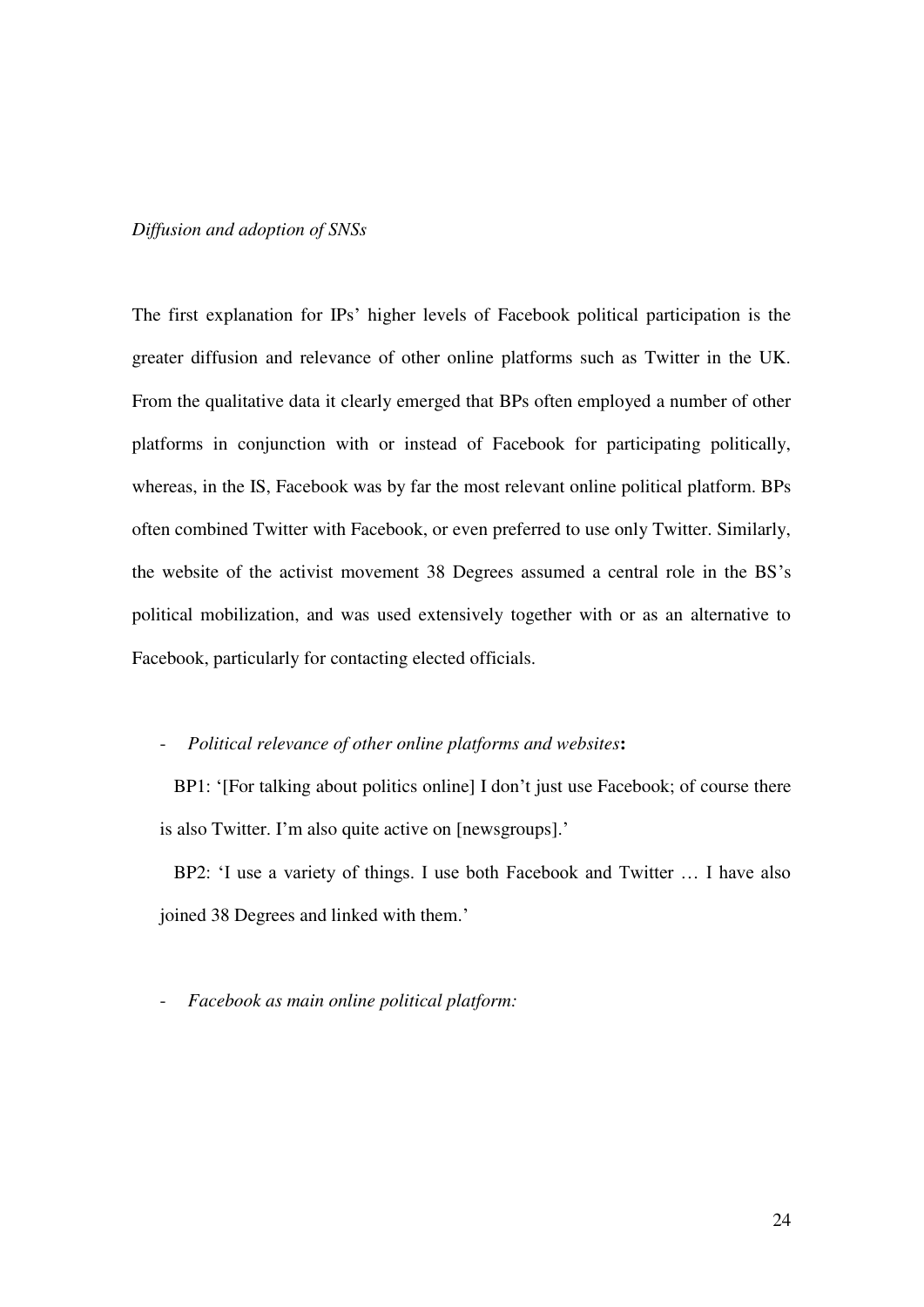*Diffusion and adoption of SNSs*

The first explanation for IPs' higher levels of Facebook political participation is the greater diffusion and relevance of other online platforms such as Twitter in the UK. From the qualitative data it clearly emerged that BPs often employed a number of other platforms in conjunction with or instead of Facebook for participating politically, whereas, in the IS, Facebook was by far the most relevant online political platform. BPs often combined Twitter with Facebook, or even preferred to use only Twitter. Similarly, the website of the activist movement 38 Degrees assumed a central role in the BS's political mobilization, and was used extensively together with or as an alternative to Facebook, particularly for contacting elected officials.

- *Political relevance of other online platforms and websites***:**

  BP1: '[For talking about politics online] I don't just use Facebook; of course there is also Twitter. I'm also quite active on [newsgroups].'

  BP2: 'I use a variety of things. I use both Facebook and Twitter … I have also joined 38 Degrees and linked with them.'

- *Facebook as main online political platform:*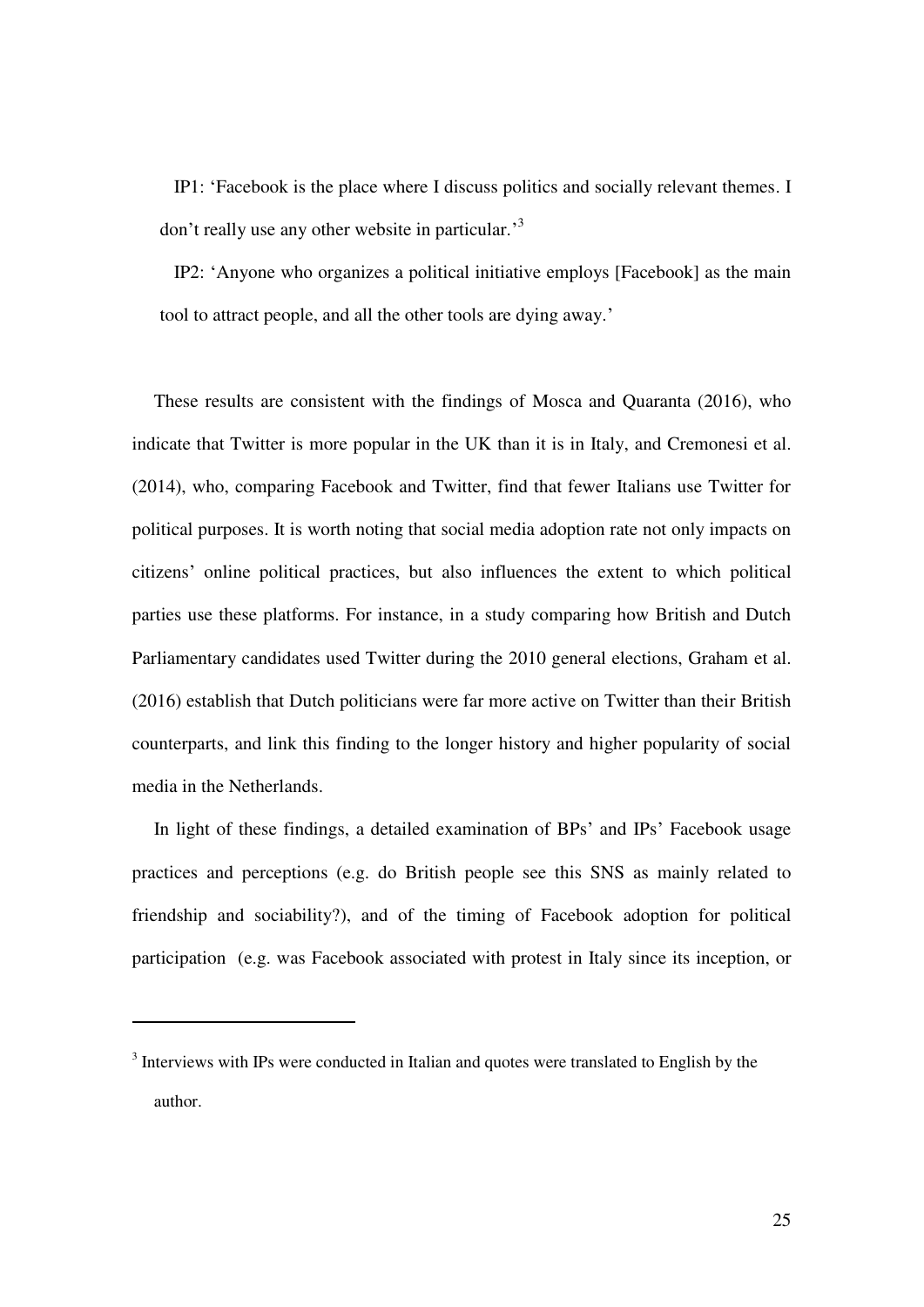> IP1: 'Facebook is the place where I discuss politics and socially relevant themes. I don't really use any other website in particular.'[3]
>
> IP2: 'Anyone who organizes a political initiative employs [Facebook] as the main tool to attract people, and all the other tools are dying away.'

These results are consistent with the findings of Mosca and Quaranta (2016), who indicate that Twitter is more popular in the UK than it is in Italy, and Cremonesi et al. (2014), who, comparing Facebook and Twitter, find that fewer Italians use Twitter for political purposes. It is worth noting that social media adoption rate not only impacts on citizens' online political practices, but also influences the extent to which political parties use these platforms. For instance, in a study comparing how British and Dutch Parliamentary candidates used Twitter during the 2010 general elections, Graham et al. (2016) establish that Dutch politicians were far more active on Twitter than their British counterparts, and link this finding to the longer history and higher popularity of social media in the Netherlands.

In light of these findings, a detailed examination of BPs' and IPs' Facebook usage practices and perceptions (e.g. do British people see this SNS as mainly related to friendship and sociability?), and of the timing of Facebook adoption for political participation (e.g. was Facebook associated with protest in Italy since its inception, or

---

[3] Interviews with IPs were conducted in Italian and quotes were translated to English by the author.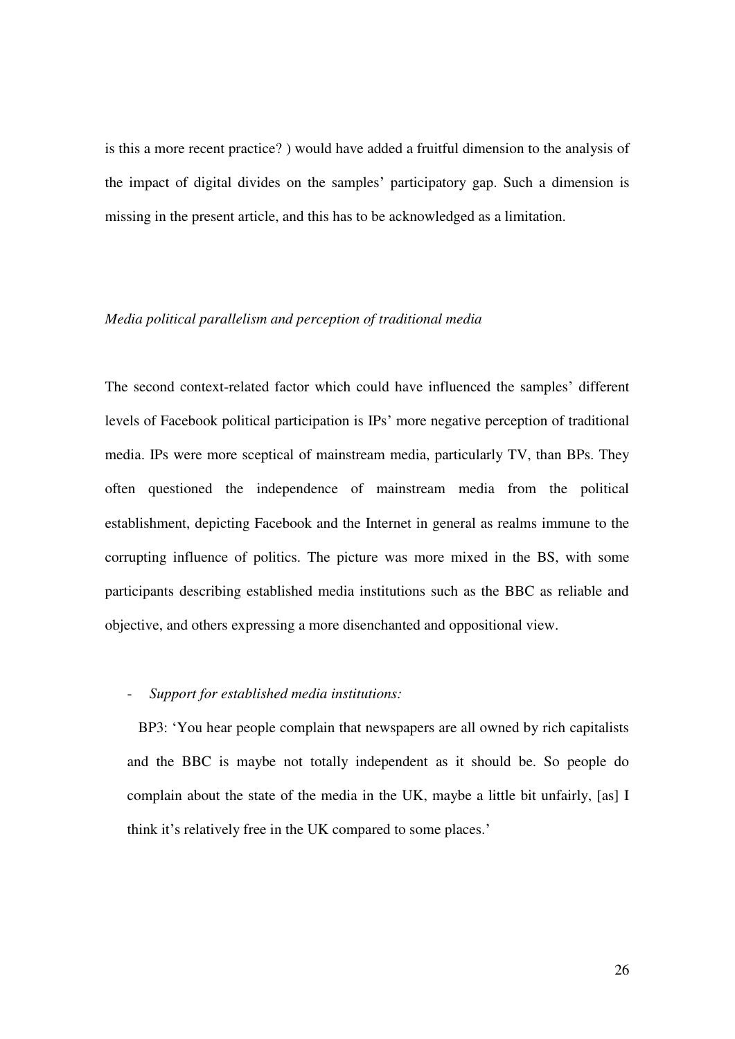is this a more recent practice? ) would have added a fruitful dimension to the analysis of the impact of digital divides on the samples' participatory gap. Such a dimension is missing in the present article, and this has to be acknowledged as a limitation.

*Media political parallelism and perception of traditional media*

The second context-related factor which could have influenced the samples' different levels of Facebook political participation is IPs' more negative perception of traditional media. IPs were more sceptical of mainstream media, particularly TV, than BPs. They often questioned the independence of mainstream media from the political establishment, depicting Facebook and the Internet in general as realms immune to the corrupting influence of politics. The picture was more mixed in the BS, with some participants describing established media institutions such as the BBC as reliable and objective, and others expressing a more disenchanted and oppositional view.

- *Support for established media institutions:*

BP3: 'You hear people complain that newspapers are all owned by rich capitalists and the BBC is maybe not totally independent as it should be. So people do complain about the state of the media in the UK, maybe a little bit unfairly, [as] I think it's relatively free in the UK compared to some places.'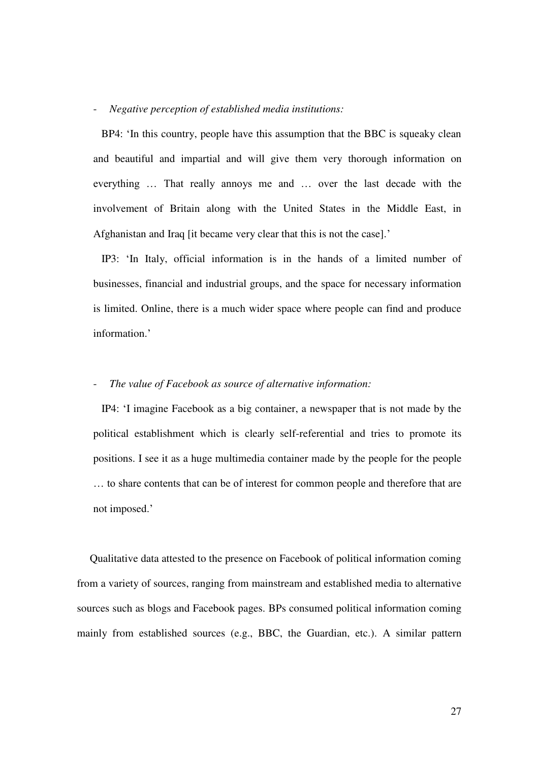- *Negative perception of established media institutions:*

  BP4: 'In this country, people have this assumption that the BBC is squeaky clean and beautiful and impartial and will give them very thorough information on everything … That really annoys me and … over the last decade with the involvement of Britain along with the United States in the Middle East, in Afghanistan and Iraq [it became very clear that this is not the case].'

  IP3: 'In Italy, official information is in the hands of a limited number of businesses, financial and industrial groups, and the space for necessary information is limited. Online, there is a much wider space where people can find and produce information.'

- *The value of Facebook as source of alternative information:*

  IP4: 'I imagine Facebook as a big container, a newspaper that is not made by the political establishment which is clearly self-referential and tries to promote its positions. I see it as a huge multimedia container made by the people for the people … to share contents that can be of interest for common people and therefore that are not imposed.'

Qualitative data attested to the presence on Facebook of political information coming from a variety of sources, ranging from mainstream and established media to alternative sources such as blogs and Facebook pages. BPs consumed political information coming mainly from established sources (e.g., BBC, the Guardian, etc.). A similar pattern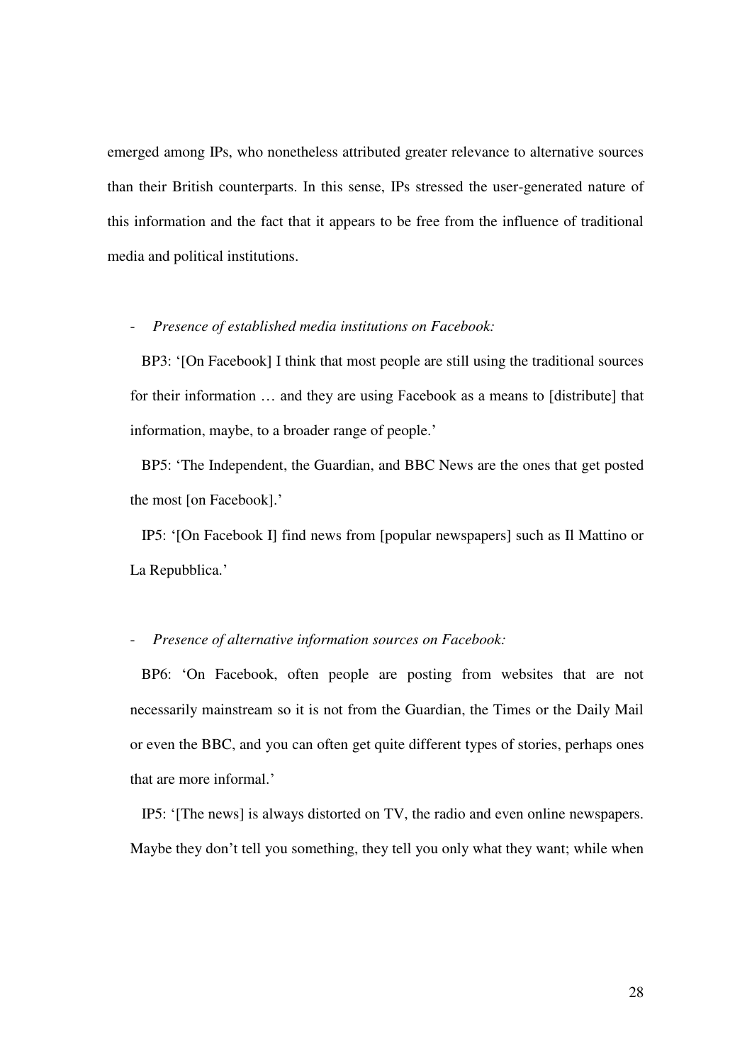emerged among IPs, who nonetheless attributed greater relevance to alternative sources than their British counterparts. In this sense, IPs stressed the user-generated nature of this information and the fact that it appears to be free from the influence of traditional media and political institutions.

- *Presence of established media institutions on Facebook:*

  BP3: '[On Facebook] I think that most people are still using the traditional sources for their information … and they are using Facebook as a means to [distribute] that information, maybe, to a broader range of people.'

  BP5: 'The Independent, the Guardian, and BBC News are the ones that get posted the most [on Facebook].'

  IP5: '[On Facebook I] find news from [popular newspapers] such as Il Mattino or La Repubblica.'

- *Presence of alternative information sources on Facebook:*

  BP6: 'On Facebook, often people are posting from websites that are not necessarily mainstream so it is not from the Guardian, the Times or the Daily Mail or even the BBC, and you can often get quite different types of stories, perhaps ones that are more informal.'

  IP5: '[The news] is always distorted on TV, the radio and even online newspapers. Maybe they don't tell you something, they tell you only what they want; while when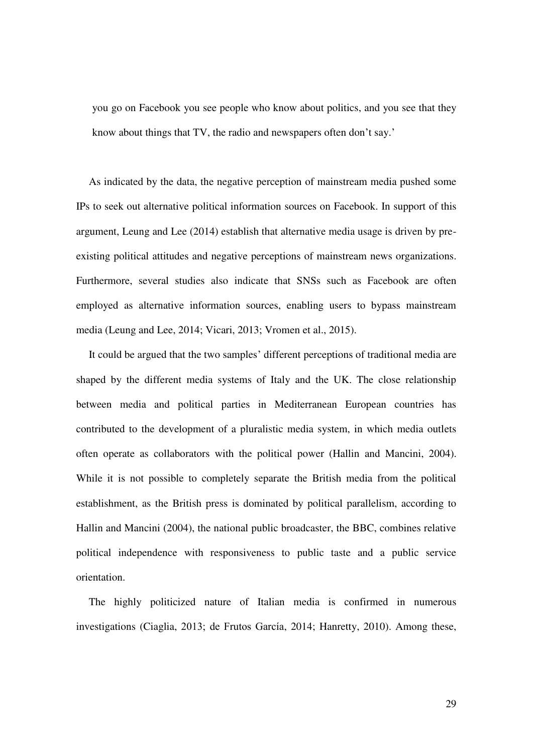you go on Facebook you see people who know about politics, and you see that they know about things that TV, the radio and newspapers often don't say.'

As indicated by the data, the negative perception of mainstream media pushed some IPs to seek out alternative political information sources on Facebook. In support of this argument, Leung and Lee (2014) establish that alternative media usage is driven by pre-existing political attitudes and negative perceptions of mainstream news organizations. Furthermore, several studies also indicate that SNSs such as Facebook are often employed as alternative information sources, enabling users to bypass mainstream media (Leung and Lee, 2014; Vicari, 2013; Vromen et al., 2015).

It could be argued that the two samples' different perceptions of traditional media are shaped by the different media systems of Italy and the UK. The close relationship between media and political parties in Mediterranean European countries has contributed to the development of a pluralistic media system, in which media outlets often operate as collaborators with the political power (Hallin and Mancini, 2004). While it is not possible to completely separate the British media from the political establishment, as the British press is dominated by political parallelism, according to Hallin and Mancini (2004), the national public broadcaster, the BBC, combines relative political independence with responsiveness to public taste and a public service orientation.

The highly politicized nature of Italian media is confirmed in numerous investigations (Ciaglia, 2013; de Frutos García, 2014; Hanretty, 2010). Among these,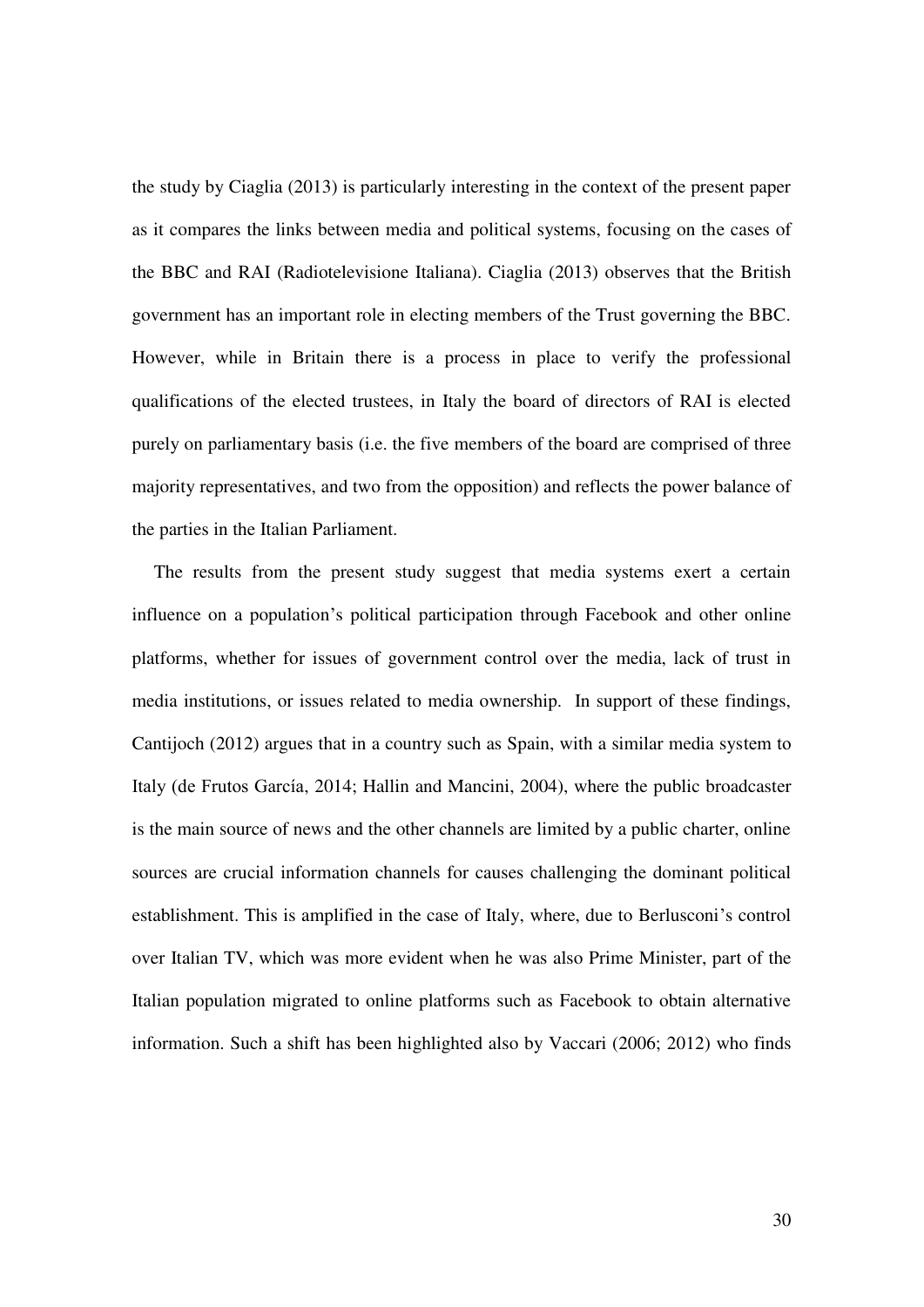the study by Ciaglia (2013) is particularly interesting in the context of the present paper as it compares the links between media and political systems, focusing on the cases of the BBC and RAI (Radiotelevisione Italiana). Ciaglia (2013) observes that the British government has an important role in electing members of the Trust governing the BBC. However, while in Britain there is a process in place to verify the professional qualifications of the elected trustees, in Italy the board of directors of RAI is elected purely on parliamentary basis (i.e. the five members of the board are comprised of three majority representatives, and two from the opposition) and reflects the power balance of the parties in the Italian Parliament.

The results from the present study suggest that media systems exert a certain influence on a population's political participation through Facebook and other online platforms, whether for issues of government control over the media, lack of trust in media institutions, or issues related to media ownership. In support of these findings, Cantijoch (2012) argues that in a country such as Spain, with a similar media system to Italy (de Frutos García, 2014; Hallin and Mancini, 2004), where the public broadcaster is the main source of news and the other channels are limited by a public charter, online sources are crucial information channels for causes challenging the dominant political establishment. This is amplified in the case of Italy, where, due to Berlusconi's control over Italian TV, which was more evident when he was also Prime Minister, part of the Italian population migrated to online platforms such as Facebook to obtain alternative information. Such a shift has been highlighted also by Vaccari (2006; 2012) who finds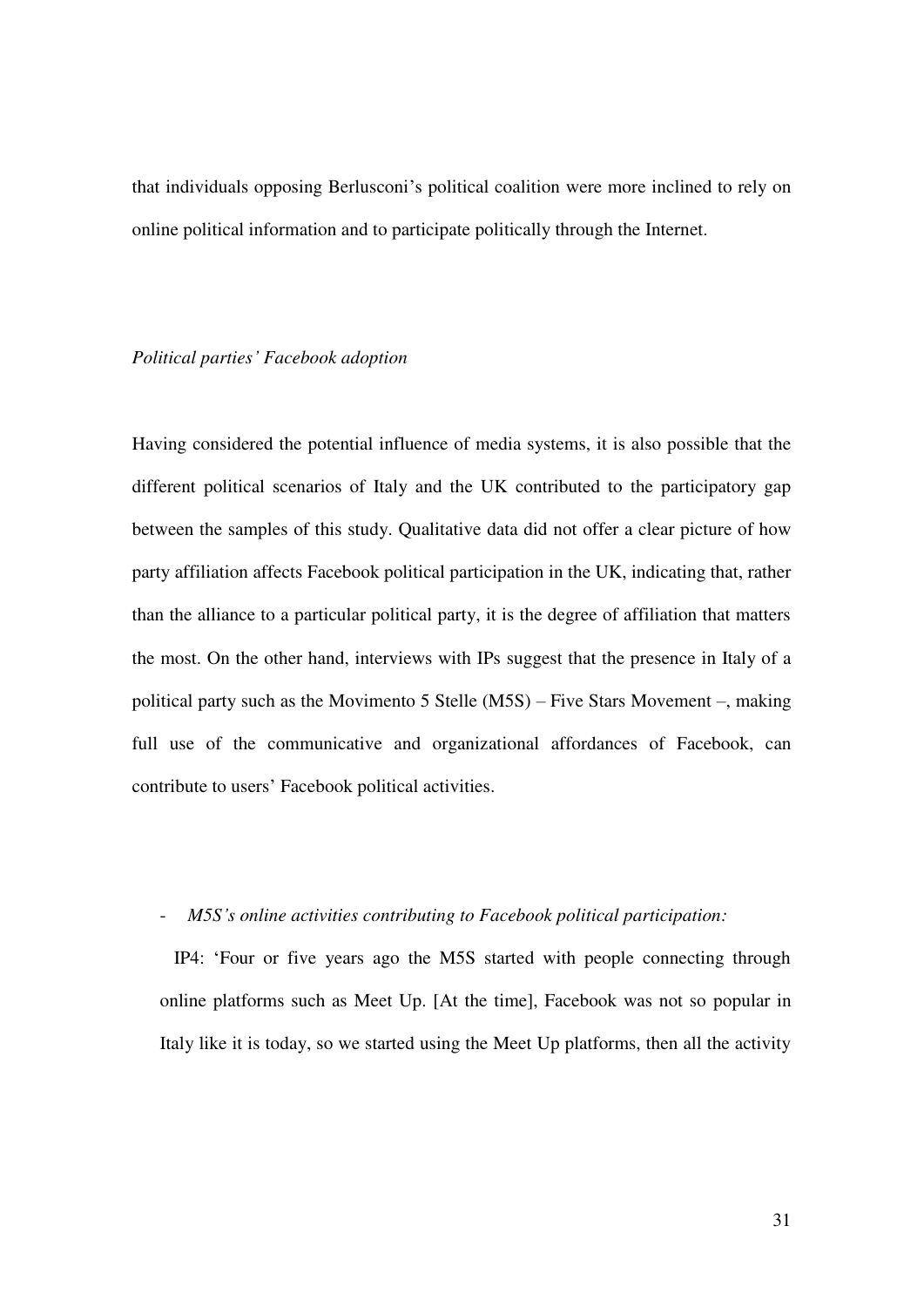that individuals opposing Berlusconi's political coalition were more inclined to rely on online political information and to participate politically through the Internet.

*Political parties' Facebook adoption*

Having considered the potential influence of media systems, it is also possible that the different political scenarios of Italy and the UK contributed to the participatory gap between the samples of this study. Qualitative data did not offer a clear picture of how party affiliation affects Facebook political participation in the UK, indicating that, rather than the alliance to a particular political party, it is the degree of affiliation that matters the most. On the other hand, interviews with IPs suggest that the presence in Italy of a political party such as the Movimento 5 Stelle (M5S) – Five Stars Movement –, making full use of the communicative and organizational affordances of Facebook, can contribute to users' Facebook political activities.

- *M5S's online activities contributing to Facebook political participation:*

  IP4: 'Four or five years ago the M5S started with people connecting through online platforms such as Meet Up. [At the time], Facebook was not so popular in Italy like it is today, so we started using the Meet Up platforms, then all the activity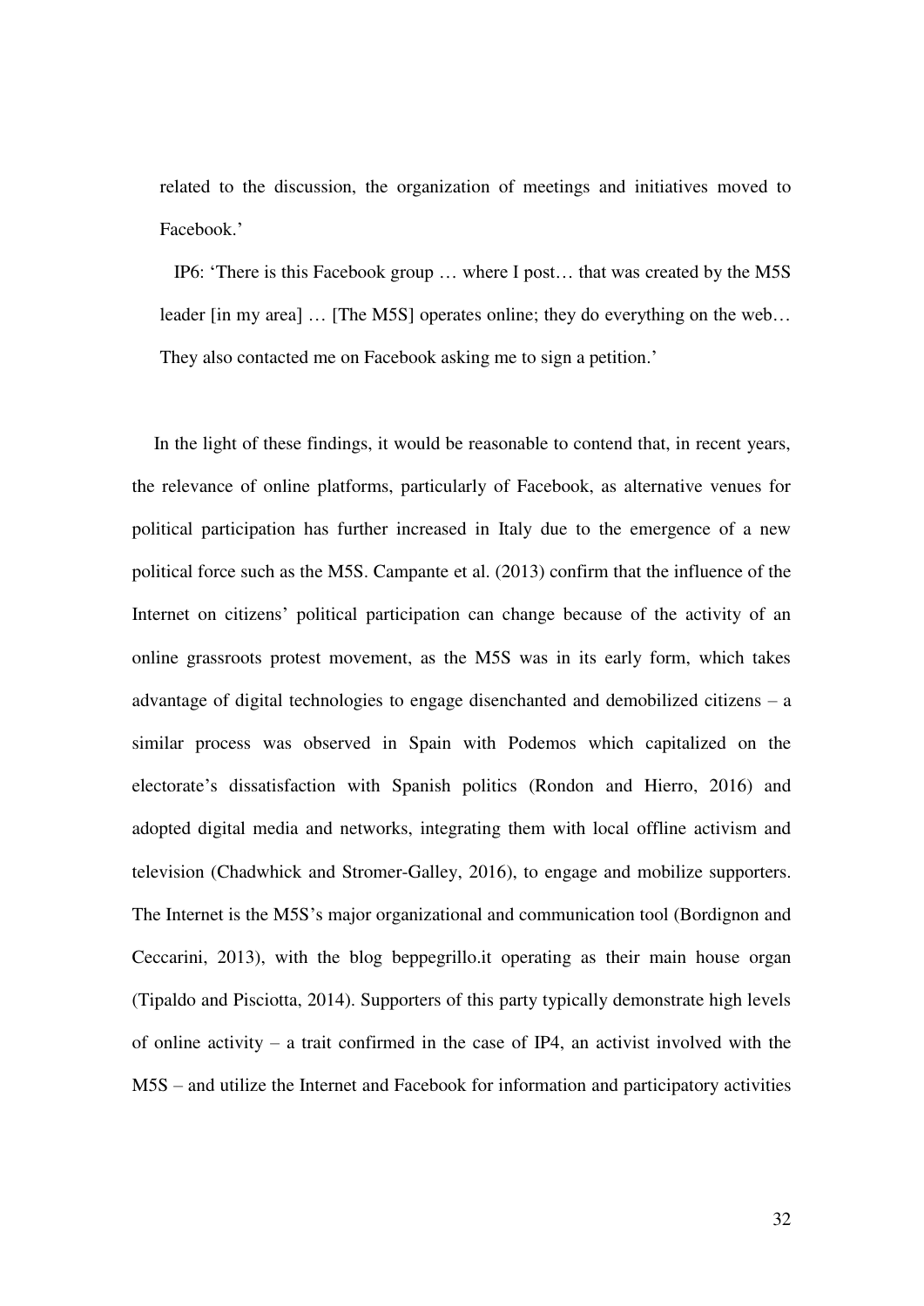related to the discussion, the organization of meetings and initiatives moved to Facebook.'

> IP6: 'There is this Facebook group … where I post… that was created by the M5S leader [in my area] … [The M5S] operates online; they do everything on the web… They also contacted me on Facebook asking me to sign a petition.'

In the light of these findings, it would be reasonable to contend that, in recent years, the relevance of online platforms, particularly of Facebook, as alternative venues for political participation has further increased in Italy due to the emergence of a new political force such as the M5S. Campante et al. (2013) confirm that the influence of the Internet on citizens' political participation can change because of the activity of an online grassroots protest movement, as the M5S was in its early form, which takes advantage of digital technologies to engage disenchanted and demobilized citizens – a similar process was observed in Spain with Podemos which capitalized on the electorate's dissatisfaction with Spanish politics (Rondon and Hierro, 2016) and adopted digital media and networks, integrating them with local offline activism and television (Chadwhick and Stromer-Galley, 2016), to engage and mobilize supporters. The Internet is the M5S's major organizational and communication tool (Bordignon and Ceccarini, 2013), with the blog beppegrillo.it operating as their main house organ (Tipaldo and Pisciotta, 2014). Supporters of this party typically demonstrate high levels of online activity – a trait confirmed in the case of IP4, an activist involved with the M5S – and utilize the Internet and Facebook for information and participatory activities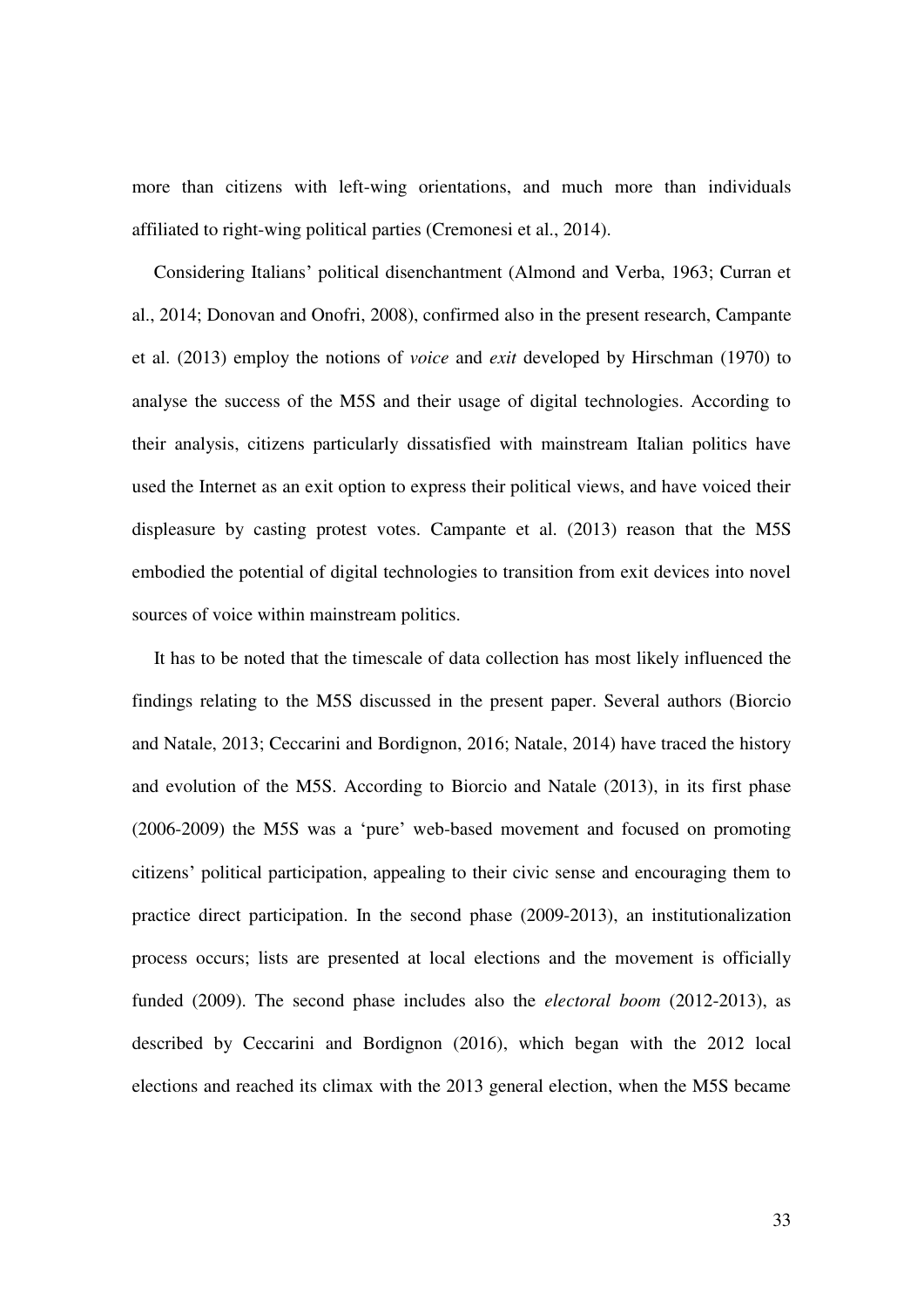more than citizens with left-wing orientations, and much more than individuals affiliated to right-wing political parties (Cremonesi et al., 2014).

Considering Italians' political disenchantment (Almond and Verba, 1963; Curran et al., 2014; Donovan and Onofri, 2008), confirmed also in the present research, Campante et al. (2013) employ the notions of *voice* and *exit* developed by Hirschman (1970) to analyse the success of the M5S and their usage of digital technologies. According to their analysis, citizens particularly dissatisfied with mainstream Italian politics have used the Internet as an exit option to express their political views, and have voiced their displeasure by casting protest votes. Campante et al. (2013) reason that the M5S embodied the potential of digital technologies to transition from exit devices into novel sources of voice within mainstream politics.

It has to be noted that the timescale of data collection has most likely influenced the findings relating to the M5S discussed in the present paper. Several authors (Biorcio and Natale, 2013; Ceccarini and Bordignon, 2016; Natale, 2014) have traced the history and evolution of the M5S. According to Biorcio and Natale (2013), in its first phase (2006-2009) the M5S was a 'pure' web-based movement and focused on promoting citizens' political participation, appealing to their civic sense and encouraging them to practice direct participation. In the second phase (2009-2013), an institutionalization process occurs; lists are presented at local elections and the movement is officially funded (2009). The second phase includes also the *electoral boom* (2012-2013), as described by Ceccarini and Bordignon (2016), which began with the 2012 local elections and reached its climax with the 2013 general election, when the M5S became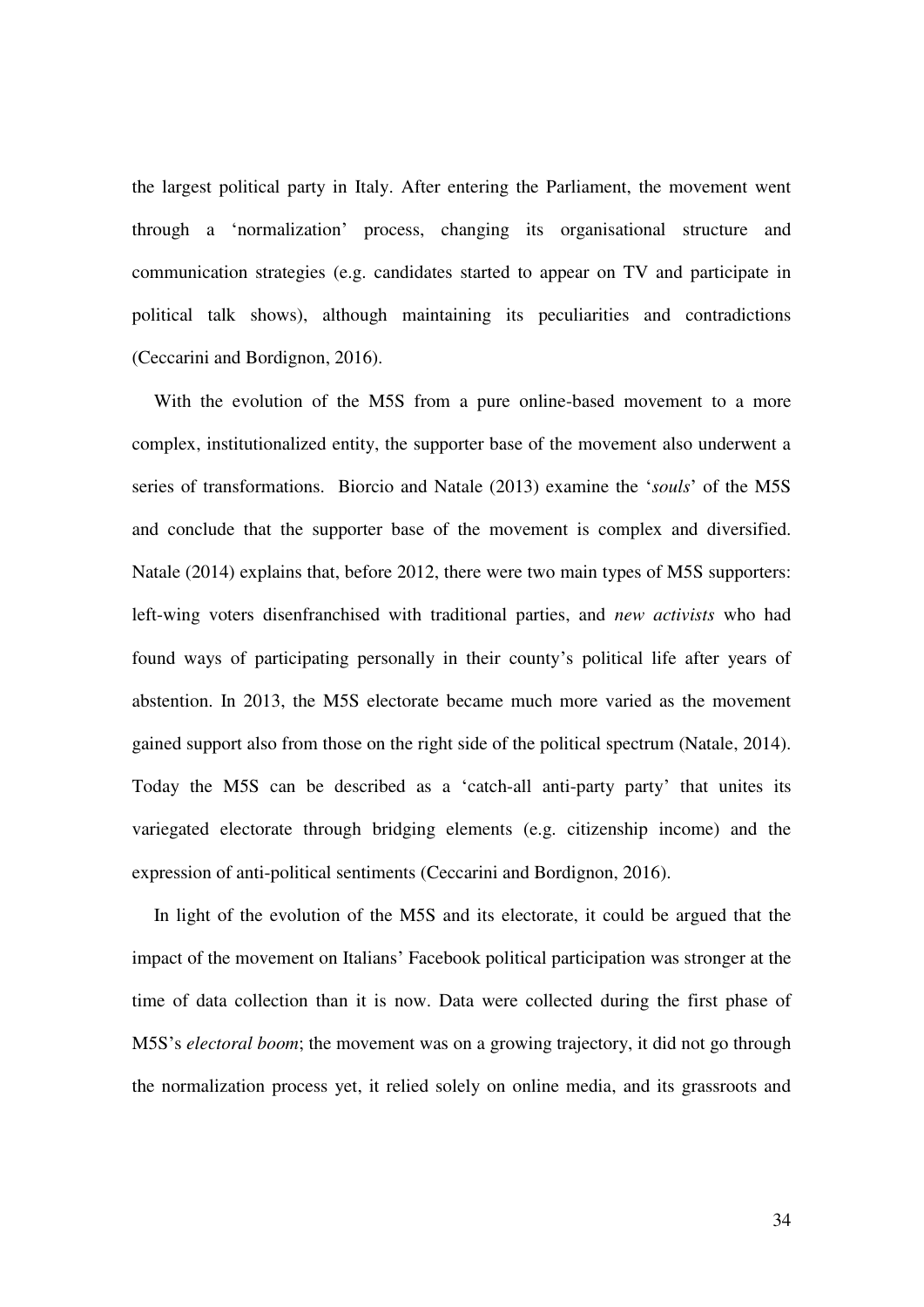the largest political party in Italy. After entering the Parliament, the movement went through a 'normalization' process, changing its organisational structure and communication strategies (e.g. candidates started to appear on TV and participate in political talk shows), although maintaining its peculiarities and contradictions (Ceccarini and Bordignon, 2016).

With the evolution of the M5S from a pure online-based movement to a more complex, institutionalized entity, the supporter base of the movement also underwent a series of transformations. Biorcio and Natale (2013) examine the '*souls*' of the M5S and conclude that the supporter base of the movement is complex and diversified. Natale (2014) explains that, before 2012, there were two main types of M5S supporters: left-wing voters disenfranchised with traditional parties, and *new activists* who had found ways of participating personally in their county's political life after years of abstention. In 2013, the M5S electorate became much more varied as the movement gained support also from those on the right side of the political spectrum (Natale, 2014). Today the M5S can be described as a 'catch-all anti-party party' that unites its variegated electorate through bridging elements (e.g. citizenship income) and the expression of anti-political sentiments (Ceccarini and Bordignon, 2016).

In light of the evolution of the M5S and its electorate, it could be argued that the impact of the movement on Italians' Facebook political participation was stronger at the time of data collection than it is now. Data were collected during the first phase of M5S's *electoral boom*; the movement was on a growing trajectory, it did not go through the normalization process yet, it relied solely on online media, and its grassroots and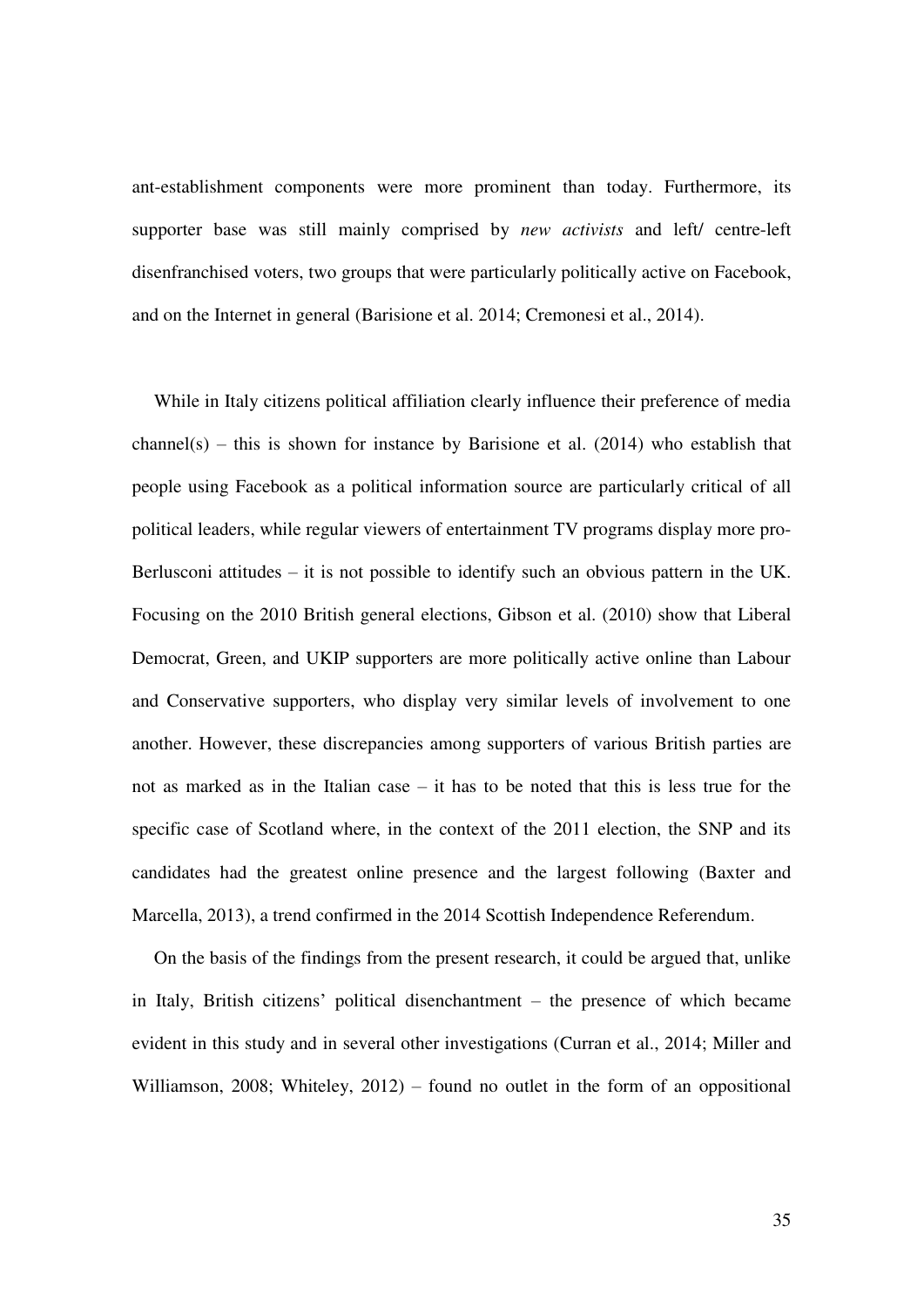ant-establishment components were more prominent than today. Furthermore, its supporter base was still mainly comprised by *new activists* and left/ centre-left disenfranchised voters, two groups that were particularly politically active on Facebook, and on the Internet in general (Barisione et al. 2014; Cremonesi et al., 2014).

While in Italy citizens political affiliation clearly influence their preference of media channel(s) – this is shown for instance by Barisione et al. (2014) who establish that people using Facebook as a political information source are particularly critical of all political leaders, while regular viewers of entertainment TV programs display more pro-Berlusconi attitudes – it is not possible to identify such an obvious pattern in the UK. Focusing on the 2010 British general elections, Gibson et al. (2010) show that Liberal Democrat, Green, and UKIP supporters are more politically active online than Labour and Conservative supporters, who display very similar levels of involvement to one another. However, these discrepancies among supporters of various British parties are not as marked as in the Italian case – it has to be noted that this is less true for the specific case of Scotland where, in the context of the 2011 election, the SNP and its candidates had the greatest online presence and the largest following (Baxter and Marcella, 2013), a trend confirmed in the 2014 Scottish Independence Referendum.

On the basis of the findings from the present research, it could be argued that, unlike in Italy, British citizens' political disenchantment – the presence of which became evident in this study and in several other investigations (Curran et al., 2014; Miller and Williamson, 2008; Whiteley, 2012) – found no outlet in the form of an oppositional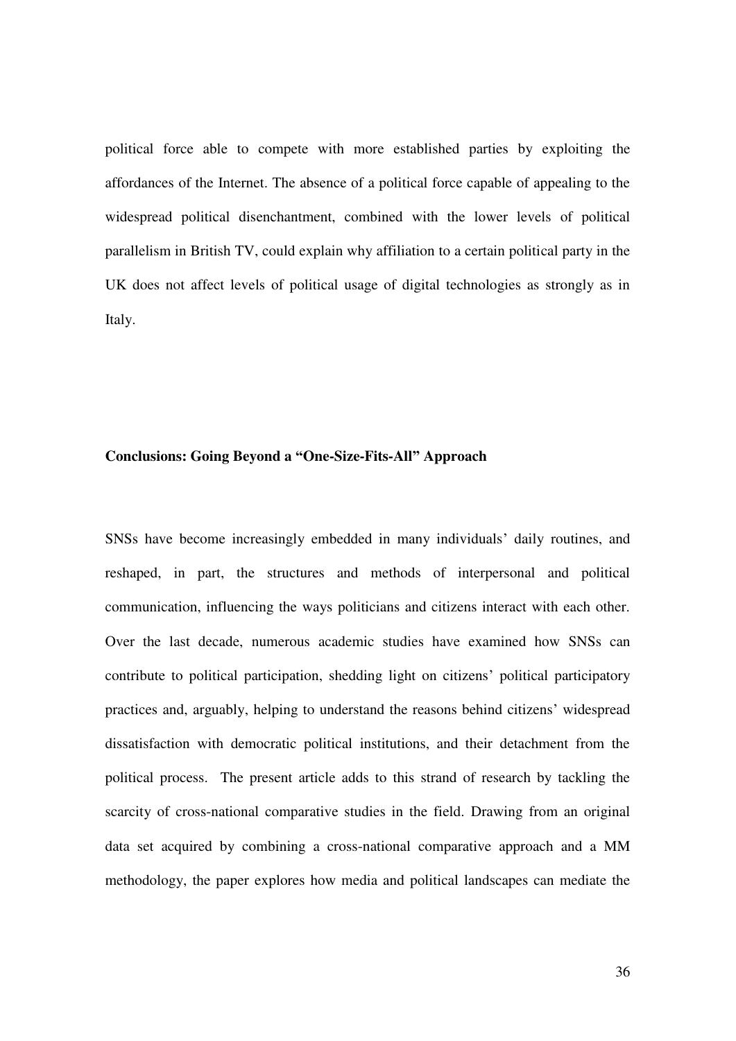political force able to compete with more established parties by exploiting the affordances of the Internet. The absence of a political force capable of appealing to the widespread political disenchantment, combined with the lower levels of political parallelism in British TV, could explain why affiliation to a certain political party in the UK does not affect levels of political usage of digital technologies as strongly as in Italy.

## Conclusions: Going Beyond a "One-Size-Fits-All" Approach

SNSs have become increasingly embedded in many individuals' daily routines, and reshaped, in part, the structures and methods of interpersonal and political communication, influencing the ways politicians and citizens interact with each other. Over the last decade, numerous academic studies have examined how SNSs can contribute to political participation, shedding light on citizens' political participatory practices and, arguably, helping to understand the reasons behind citizens' widespread dissatisfaction with democratic political institutions, and their detachment from the political process. The present article adds to this strand of research by tackling the scarcity of cross-national comparative studies in the field. Drawing from an original data set acquired by combining a cross-national comparative approach and a MM methodology, the paper explores how media and political landscapes can mediate the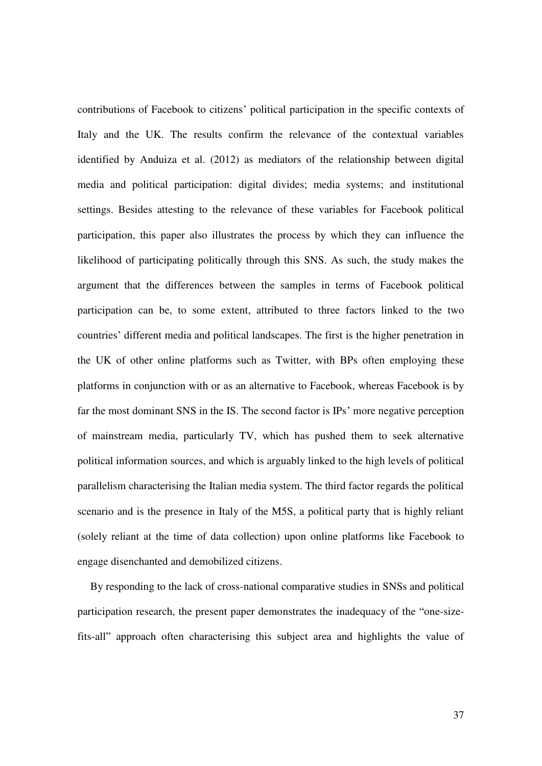contributions of Facebook to citizens' political participation in the specific contexts of Italy and the UK. The results confirm the relevance of the contextual variables identified by Anduiza et al. (2012) as mediators of the relationship between digital media and political participation: digital divides; media systems; and institutional settings. Besides attesting to the relevance of these variables for Facebook political participation, this paper also illustrates the process by which they can influence the likelihood of participating politically through this SNS. As such, the study makes the argument that the differences between the samples in terms of Facebook political participation can be, to some extent, attributed to three factors linked to the two countries' different media and political landscapes. The first is the higher penetration in the UK of other online platforms such as Twitter, with BPs often employing these platforms in conjunction with or as an alternative to Facebook, whereas Facebook is by far the most dominant SNS in the IS. The second factor is IPs' more negative perception of mainstream media, particularly TV, which has pushed them to seek alternative political information sources, and which is arguably linked to the high levels of political parallelism characterising the Italian media system. The third factor regards the political scenario and is the presence in Italy of the M5S, a political party that is highly reliant (solely reliant at the time of data collection) upon online platforms like Facebook to engage disenchanted and demobilized citizens.

By responding to the lack of cross-national comparative studies in SNSs and political participation research, the present paper demonstrates the inadequacy of the "one-size-fits-all" approach often characterising this subject area and highlights the value of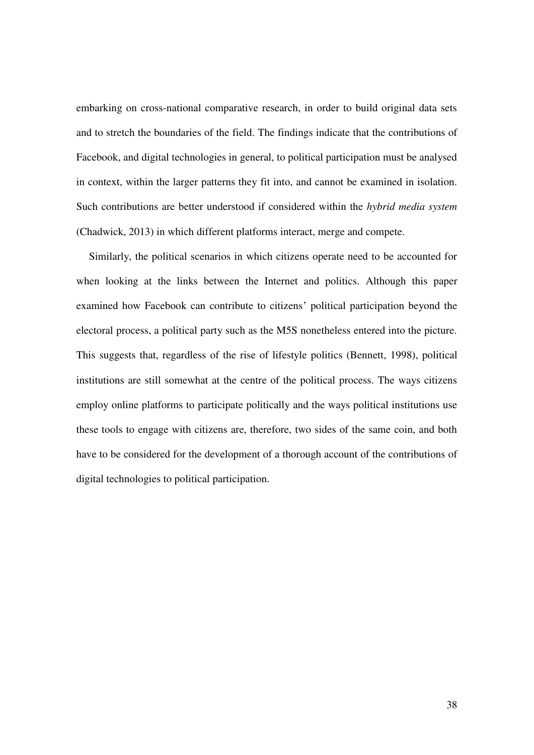embarking on cross-national comparative research, in order to build original data sets and to stretch the boundaries of the field. The findings indicate that the contributions of Facebook, and digital technologies in general, to political participation must be analysed in context, within the larger patterns they fit into, and cannot be examined in isolation. Such contributions are better understood if considered within the *hybrid media system* (Chadwick, 2013) in which different platforms interact, merge and compete.

Similarly, the political scenarios in which citizens operate need to be accounted for when looking at the links between the Internet and politics. Although this paper examined how Facebook can contribute to citizens' political participation beyond the electoral process, a political party such as the M5S nonetheless entered into the picture. This suggests that, regardless of the rise of lifestyle politics (Bennett, 1998), political institutions are still somewhat at the centre of the political process. The ways citizens employ online platforms to participate politically and the ways political institutions use these tools to engage with citizens are, therefore, two sides of the same coin, and both have to be considered for the development of a thorough account of the contributions of digital technologies to political participation.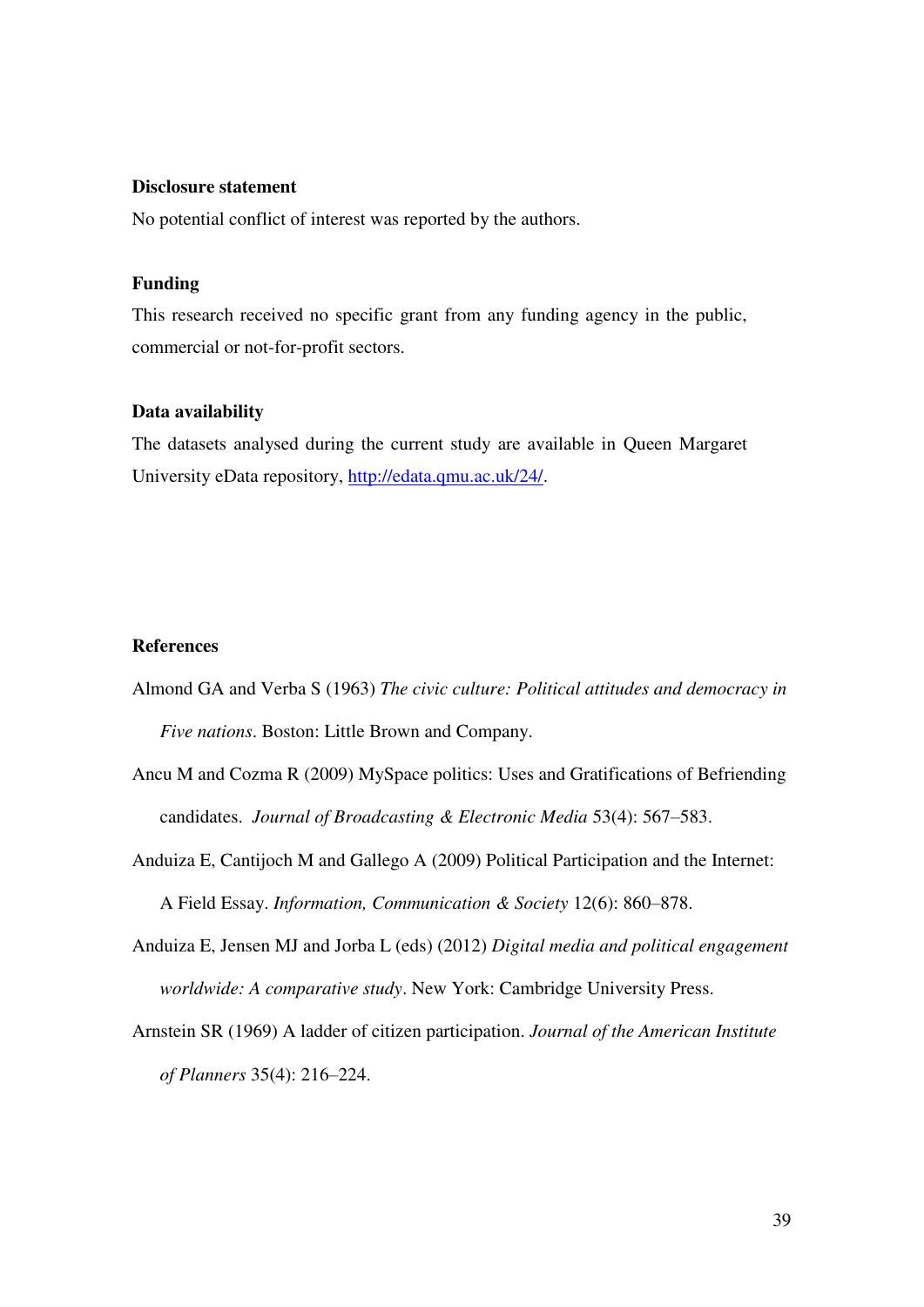### Disclosure statement

No potential conflict of interest was reported by the authors.

### Funding

This research received no specific grant from any funding agency in the public, commercial or not-for-profit sectors.

### Data availability

The datasets analysed during the current study are available in Queen Margaret University eData repository, [http://edata.qmu.ac.uk/24/](http://edata.qmu.ac.uk/24/).

### References

Almond GA and Verba S (1963) *The civic culture: Political attitudes and democracy in Five nations*. Boston: Little Brown and Company.

Ancu M and Cozma R (2009) MySpace politics: Uses and Gratifications of Befriending candidates. *Journal of Broadcasting & Electronic Media* 53(4): 567–583.

Anduiza E, Cantijoch M and Gallego A (2009) Political Participation and the Internet: A Field Essay. *Information, Communication & Society* 12(6): 860–878.

Anduiza E, Jensen MJ and Jorba L (eds) (2012) *Digital media and political engagement worldwide: A comparative study*. New York: Cambridge University Press.

Arnstein SR (1969) A ladder of citizen participation. *Journal of the American Institute of Planners* 35(4): 216–224.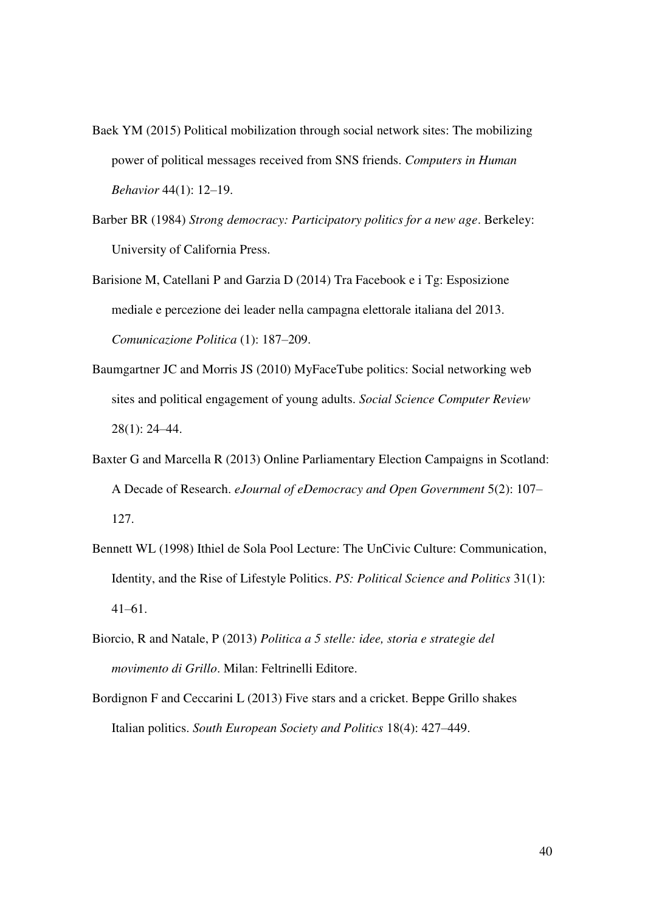Baek YM (2015) Political mobilization through social network sites: The mobilizing power of political messages received from SNS friends. *Computers in Human Behavior* 44(1): 12–19.

Barber BR (1984) *Strong democracy: Participatory politics for a new age*. Berkeley: University of California Press.

Barisione M, Catellani P and Garzia D (2014) Tra Facebook e i Tg: Esposizione mediale e percezione dei leader nella campagna elettorale italiana del 2013. *Comunicazione Politica* (1): 187–209.

Baumgartner JC and Morris JS (2010) MyFaceTube politics: Social networking web sites and political engagement of young adults. *Social Science Computer Review* 28(1): 24–44.

Baxter G and Marcella R (2013) Online Parliamentary Election Campaigns in Scotland: A Decade of Research. *eJournal of eDemocracy and Open Government* 5(2): 107–127.

Bennett WL (1998) Ithiel de Sola Pool Lecture: The UnCivic Culture: Communication, Identity, and the Rise of Lifestyle Politics. *PS: Political Science and Politics* 31(1): 41–61.

Biorcio, R and Natale, P (2013) *Politica a 5 stelle: idee, storia e strategie del movimento di Grillo*. Milan: Feltrinelli Editore.

Bordignon F and Ceccarini L (2013) Five stars and a cricket. Beppe Grillo shakes Italian politics. *South European Society and Politics* 18(4): 427–449.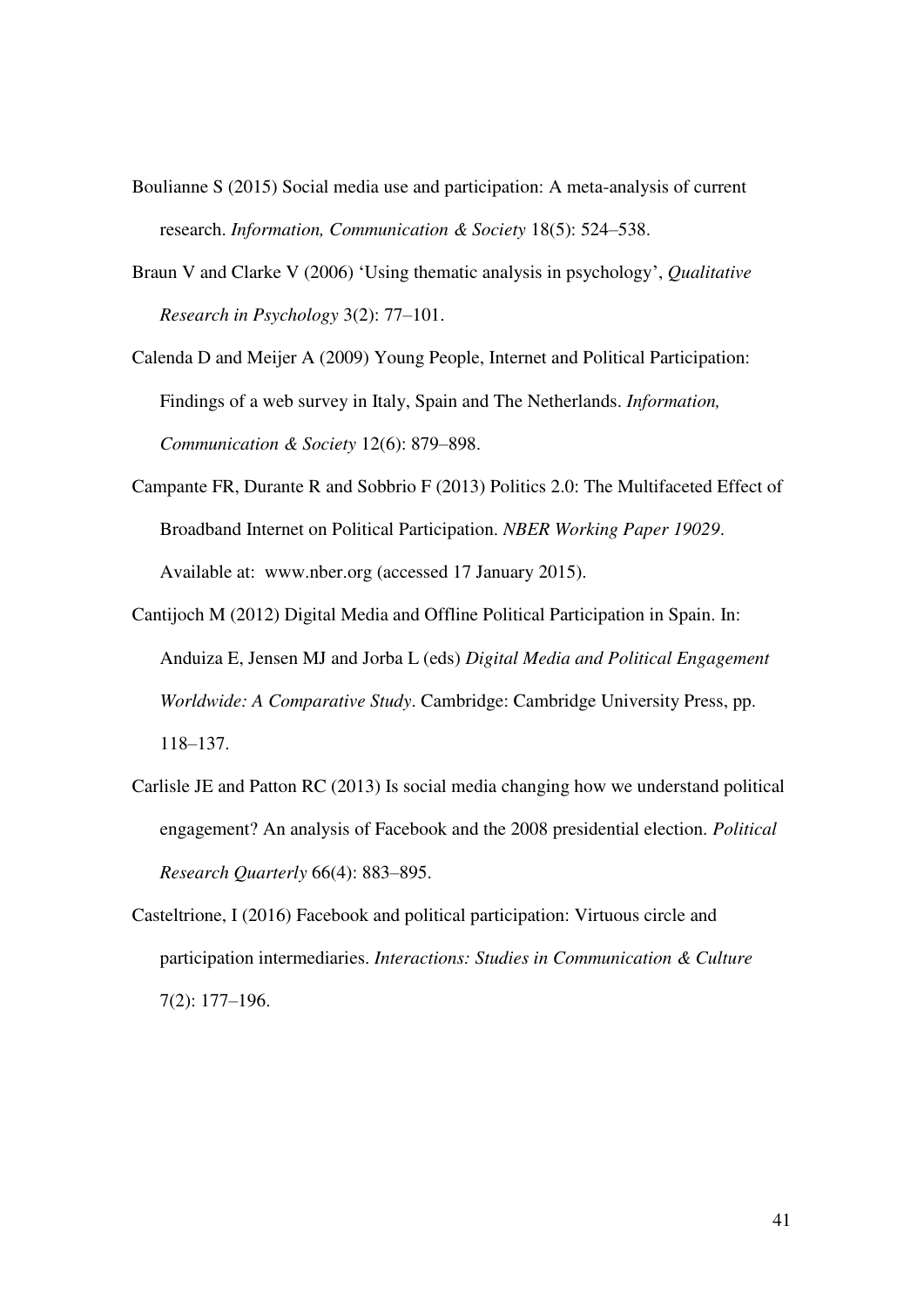Boulianne S (2015) Social media use and participation: A meta-analysis of current research. *Information, Communication & Society* 18(5): 524–538.

Braun V and Clarke V (2006) 'Using thematic analysis in psychology', *Qualitative Research in Psychology* 3(2): 77–101.

Calenda D and Meijer A (2009) Young People, Internet and Political Participation: Findings of a web survey in Italy, Spain and The Netherlands. *Information, Communication & Society* 12(6): 879–898.

Campante FR, Durante R and Sobbrio F (2013) Politics 2.0: The Multifaceted Effect of Broadband Internet on Political Participation. *NBER Working Paper 19029*. Available at: www.nber.org (accessed 17 January 2015).

Cantijoch M (2012) Digital Media and Offline Political Participation in Spain. In: Anduiza E, Jensen MJ and Jorba L (eds) *Digital Media and Political Engagement Worldwide: A Comparative Study*. Cambridge: Cambridge University Press, pp. 118–137.

Carlisle JE and Patton RC (2013) Is social media changing how we understand political engagement? An analysis of Facebook and the 2008 presidential election. *Political Research Quarterly* 66(4): 883–895.

Casteltrione, I (2016) Facebook and political participation: Virtuous circle and participation intermediaries. *Interactions: Studies in Communication & Culture* 7(2): 177–196.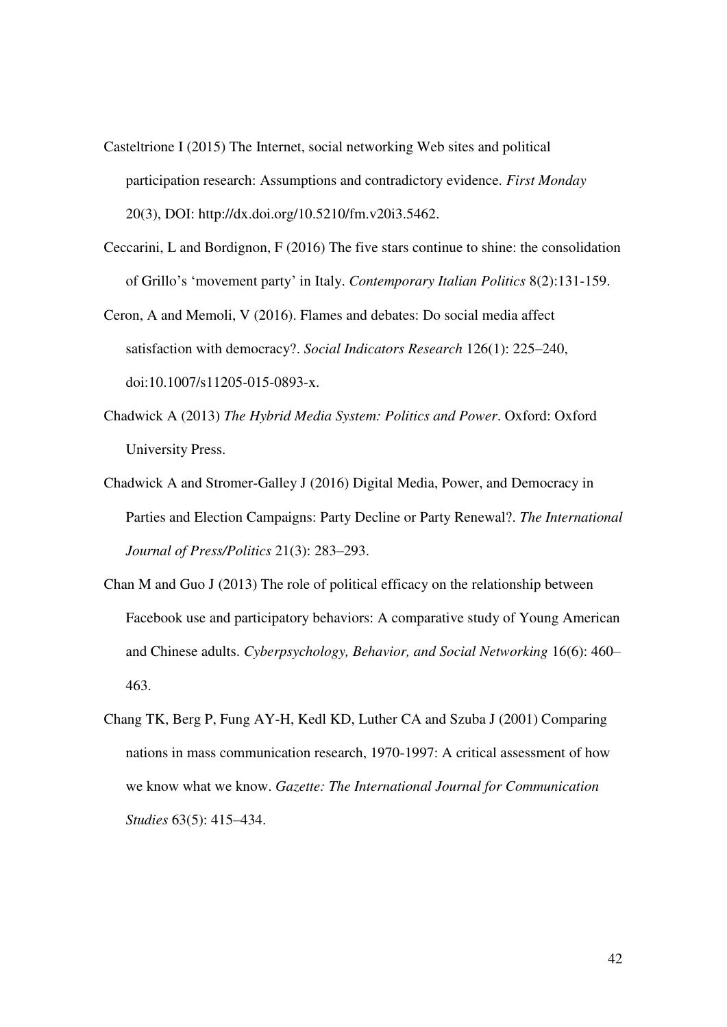Casteltrione I (2015) The Internet, social networking Web sites and political participation research: Assumptions and contradictory evidence. *First Monday* 20(3), DOI: http://dx.doi.org/10.5210/fm.v20i3.5462.

Ceccarini, L and Bordignon, F (2016) The five stars continue to shine: the consolidation of Grillo's 'movement party' in Italy. *Contemporary Italian Politics* 8(2):131-159.

Ceron, A and Memoli, V (2016). Flames and debates: Do social media affect satisfaction with democracy?. *Social Indicators Research* 126(1): 225–240, doi:10.1007/s11205-015-0893-x.

Chadwick A (2013) *The Hybrid Media System: Politics and Power*. Oxford: Oxford University Press.

Chadwick A and Stromer-Galley J (2016) Digital Media, Power, and Democracy in Parties and Election Campaigns: Party Decline or Party Renewal?. *The International Journal of Press/Politics* 21(3): 283–293.

Chan M and Guo J (2013) The role of political efficacy on the relationship between Facebook use and participatory behaviors: A comparative study of Young American and Chinese adults. *Cyberpsychology, Behavior, and Social Networking* 16(6): 460–463.

Chang TK, Berg P, Fung AY-H, Kedl KD, Luther CA and Szuba J (2001) Comparing nations in mass communication research, 1970-1997: A critical assessment of how we know what we know. *Gazette: The International Journal for Communication Studies* 63(5): 415–434.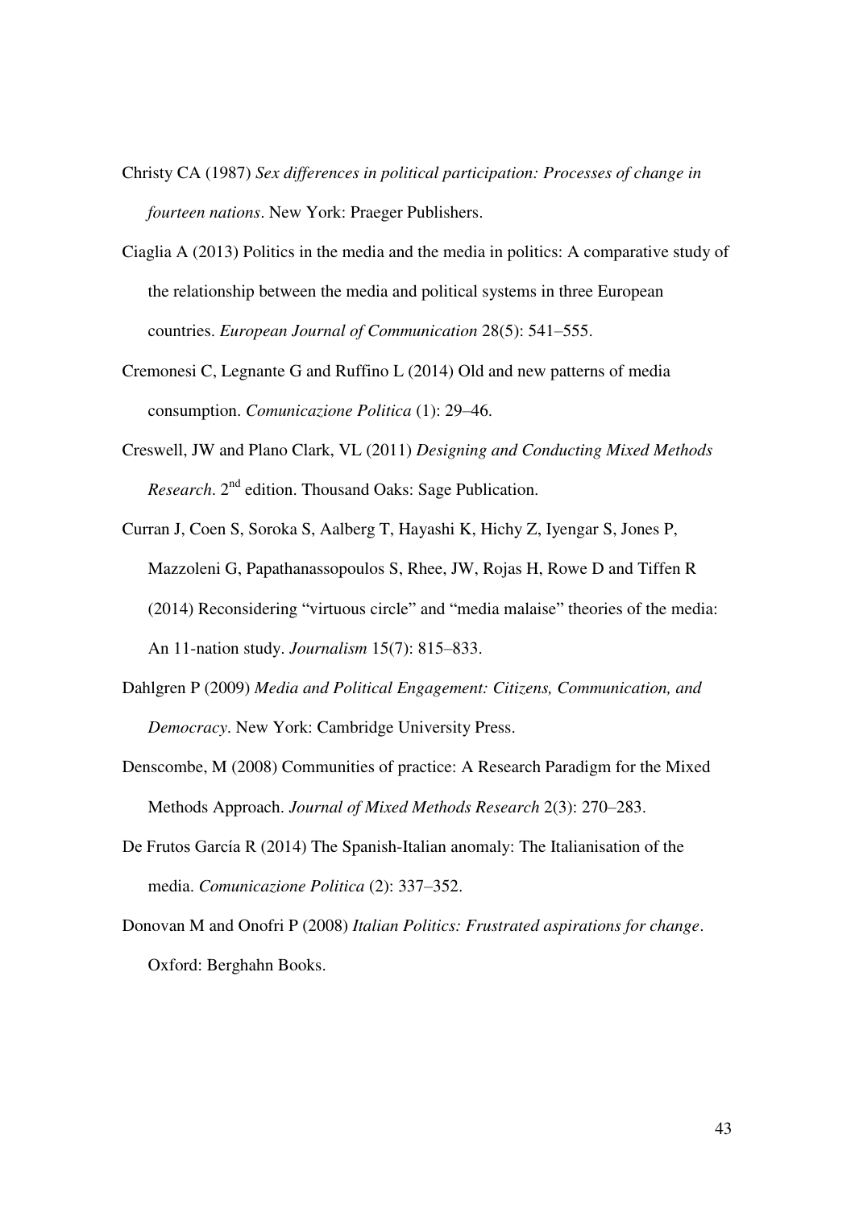Christy CA (1987) *Sex differences in political participation: Processes of change in fourteen nations*. New York: Praeger Publishers.

Ciaglia A (2013) Politics in the media and the media in politics: A comparative study of the relationship between the media and political systems in three European countries. *European Journal of Communication* 28(5): 541–555.

Cremonesi C, Legnante G and Ruffino L (2014) Old and new patterns of media consumption. *Comunicazione Politica* (1): 29–46.

Creswell, JW and Plano Clark, VL (2011) *Designing and Conducting Mixed Methods Research*. 2nd edition. Thousand Oaks: Sage Publication.

Curran J, Coen S, Soroka S, Aalberg T, Hayashi K, Hichy Z, Iyengar S, Jones P, Mazzoleni G, Papathanassopoulos S, Rhee, JW, Rojas H, Rowe D and Tiffen R (2014) Reconsidering "virtuous circle" and "media malaise" theories of the media: An 11-nation study. *Journalism* 15(7): 815–833.

Dahlgren P (2009) *Media and Political Engagement: Citizens, Communication, and Democracy*. New York: Cambridge University Press.

Denscombe, M (2008) Communities of practice: A Research Paradigm for the Mixed Methods Approach. *Journal of Mixed Methods Research* 2(3): 270–283.

De Frutos García R (2014) The Spanish-Italian anomaly: The Italianisation of the media. *Comunicazione Politica* (2): 337–352.

Donovan M and Onofri P (2008) *Italian Politics: Frustrated aspirations for change*. Oxford: Berghahn Books.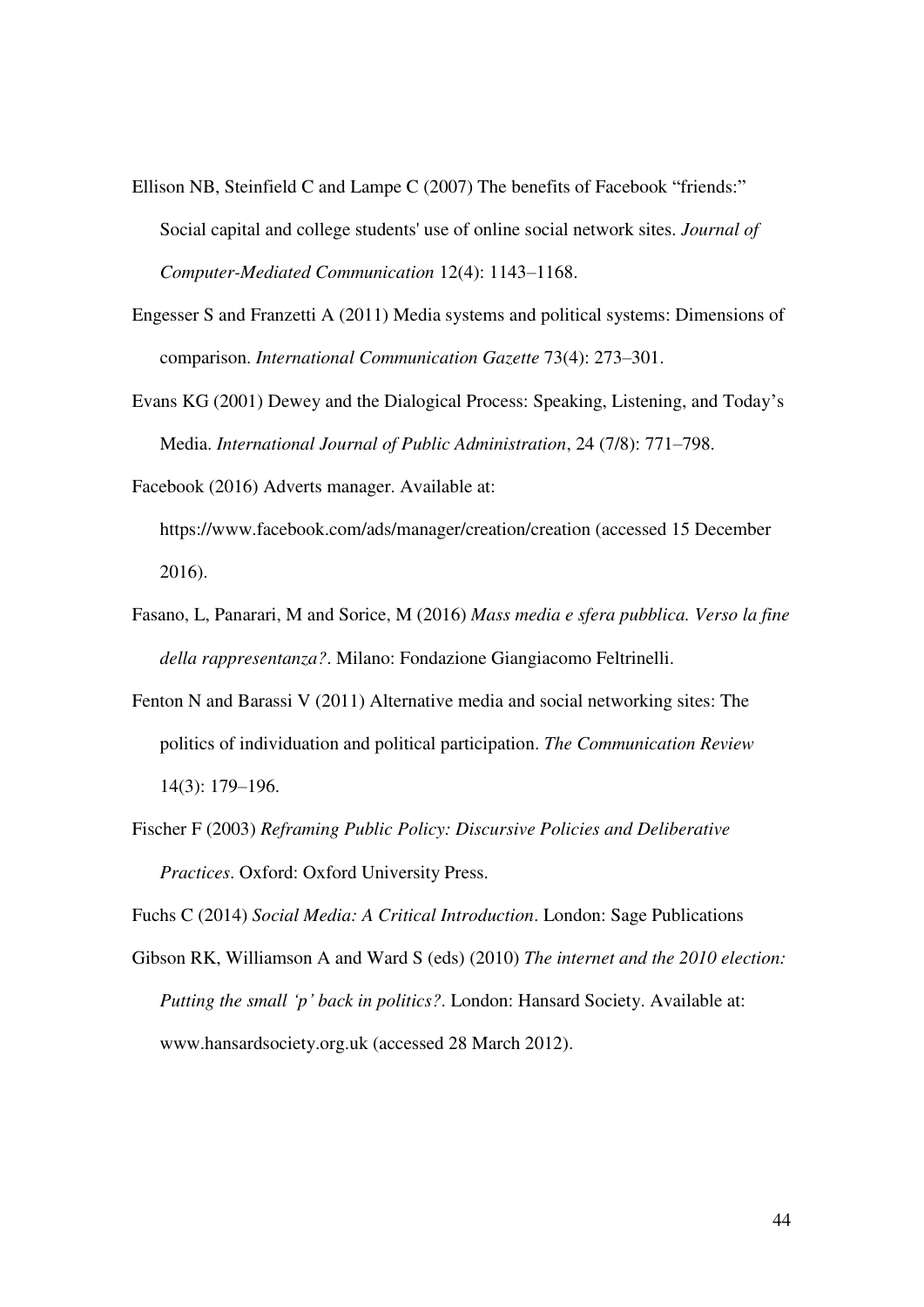Ellison NB, Steinfield C and Lampe C (2007) The benefits of Facebook "friends:" Social capital and college students' use of online social network sites. *Journal of Computer-Mediated Communication* 12(4): 1143–1168.

Engesser S and Franzetti A (2011) Media systems and political systems: Dimensions of comparison. *International Communication Gazette* 73(4): 273–301.

Evans KG (2001) Dewey and the Dialogical Process: Speaking, Listening, and Today's Media. *International Journal of Public Administration*, 24 (7/8): 771–798.

Facebook (2016) Adverts manager. Available at: https://www.facebook.com/ads/manager/creation/creation (accessed 15 December 2016).

Fasano, L, Panarari, M and Sorice, M (2016) *Mass media e sfera pubblica. Verso la fine della rappresentanza?*. Milano: Fondazione Giangiacomo Feltrinelli.

Fenton N and Barassi V (2011) Alternative media and social networking sites: The politics of individuation and political participation. *The Communication Review* 14(3): 179–196.

Fischer F (2003) *Reframing Public Policy: Discursive Policies and Deliberative Practices*. Oxford: Oxford University Press.

Fuchs C (2014) *Social Media: A Critical Introduction*. London: Sage Publications

Gibson RK, Williamson A and Ward S (eds) (2010) *The internet and the 2010 election: Putting the small 'p' back in politics?*. London: Hansard Society. Available at: www.hansardsociety.org.uk (accessed 28 March 2012).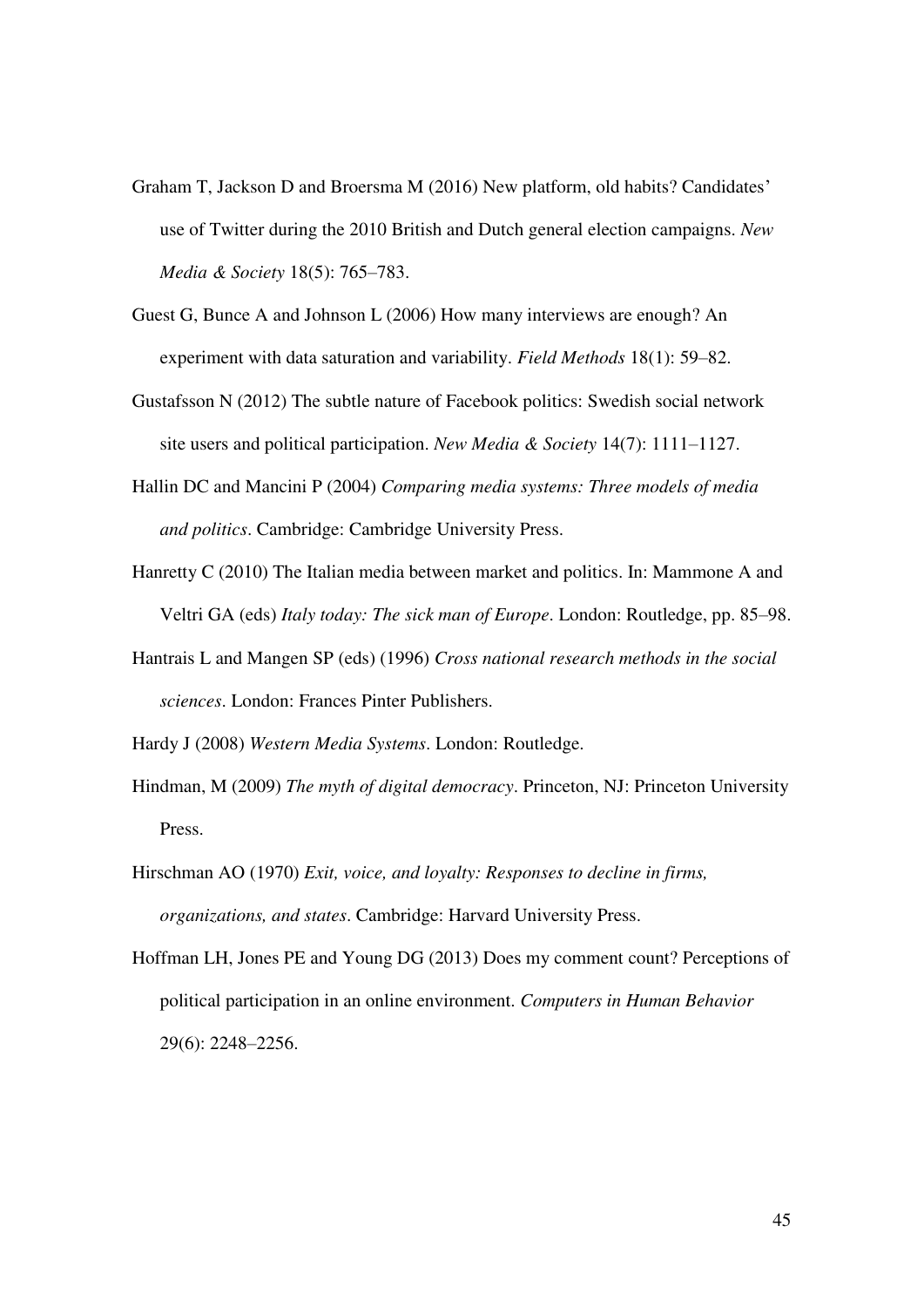Graham T, Jackson D and Broersma M (2016) New platform, old habits? Candidates' use of Twitter during the 2010 British and Dutch general election campaigns. *New Media & Society* 18(5): 765–783.

Guest G, Bunce A and Johnson L (2006) How many interviews are enough? An experiment with data saturation and variability. *Field Methods* 18(1): 59–82.

Gustafsson N (2012) The subtle nature of Facebook politics: Swedish social network site users and political participation. *New Media & Society* 14(7): 1111–1127.

Hallin DC and Mancini P (2004) *Comparing media systems: Three models of media and politics*. Cambridge: Cambridge University Press.

Hanretty C (2010) The Italian media between market and politics. In: Mammone A and Veltri GA (eds) *Italy today: The sick man of Europe*. London: Routledge, pp. 85–98.

Hantrais L and Mangen SP (eds) (1996) *Cross national research methods in the social sciences*. London: Frances Pinter Publishers.

Hardy J (2008) *Western Media Systems*. London: Routledge.

Hindman, M (2009) *The myth of digital democracy*. Princeton, NJ: Princeton University Press.

Hirschman AO (1970) *Exit, voice, and loyalty: Responses to decline in firms, organizations, and states*. Cambridge: Harvard University Press.

Hoffman LH, Jones PE and Young DG (2013) Does my comment count? Perceptions of political participation in an online environment. *Computers in Human Behavior* 29(6): 2248–2256.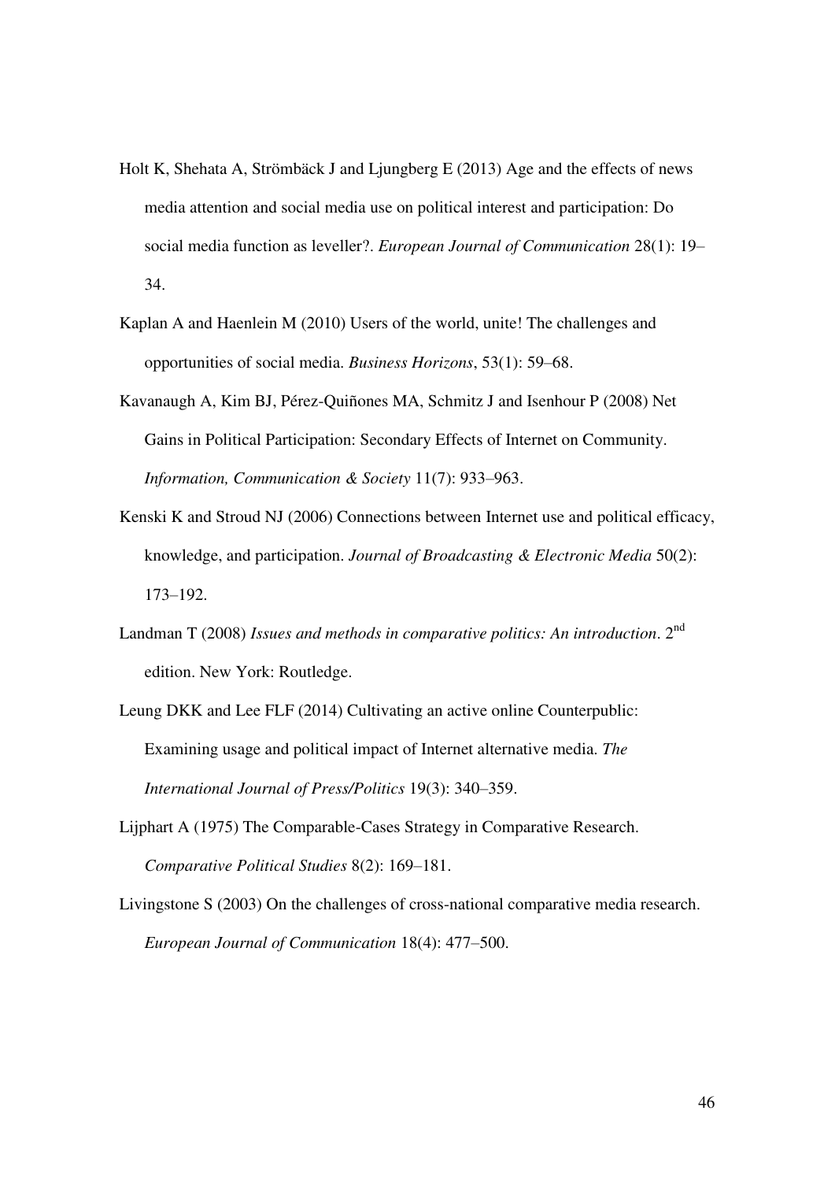Holt K, Shehata A, Strömbäck J and Ljungberg E (2013) Age and the effects of news media attention and social media use on political interest and participation: Do social media function as leveller?. *European Journal of Communication* 28(1): 19–34.

Kaplan A and Haenlein M (2010) Users of the world, unite! The challenges and opportunities of social media. *Business Horizons*, 53(1): 59–68.

Kavanaugh A, Kim BJ, Pérez-Quiñones MA, Schmitz J and Isenhour P (2008) Net Gains in Political Participation: Secondary Effects of Internet on Community. *Information, Communication & Society* 11(7): 933–963.

Kenski K and Stroud NJ (2006) Connections between Internet use and political efficacy, knowledge, and participation. *Journal of Broadcasting & Electronic Media* 50(2): 173–192.

Landman T (2008) *Issues and methods in comparative politics: An introduction*. 2nd edition. New York: Routledge.

Leung DKK and Lee FLF (2014) Cultivating an active online Counterpublic: Examining usage and political impact of Internet alternative media. *The International Journal of Press/Politics* 19(3): 340–359.

Lijphart A (1975) The Comparable-Cases Strategy in Comparative Research. *Comparative Political Studies* 8(2): 169–181.

Livingstone S (2003) On the challenges of cross-national comparative media research. *European Journal of Communication* 18(4): 477–500.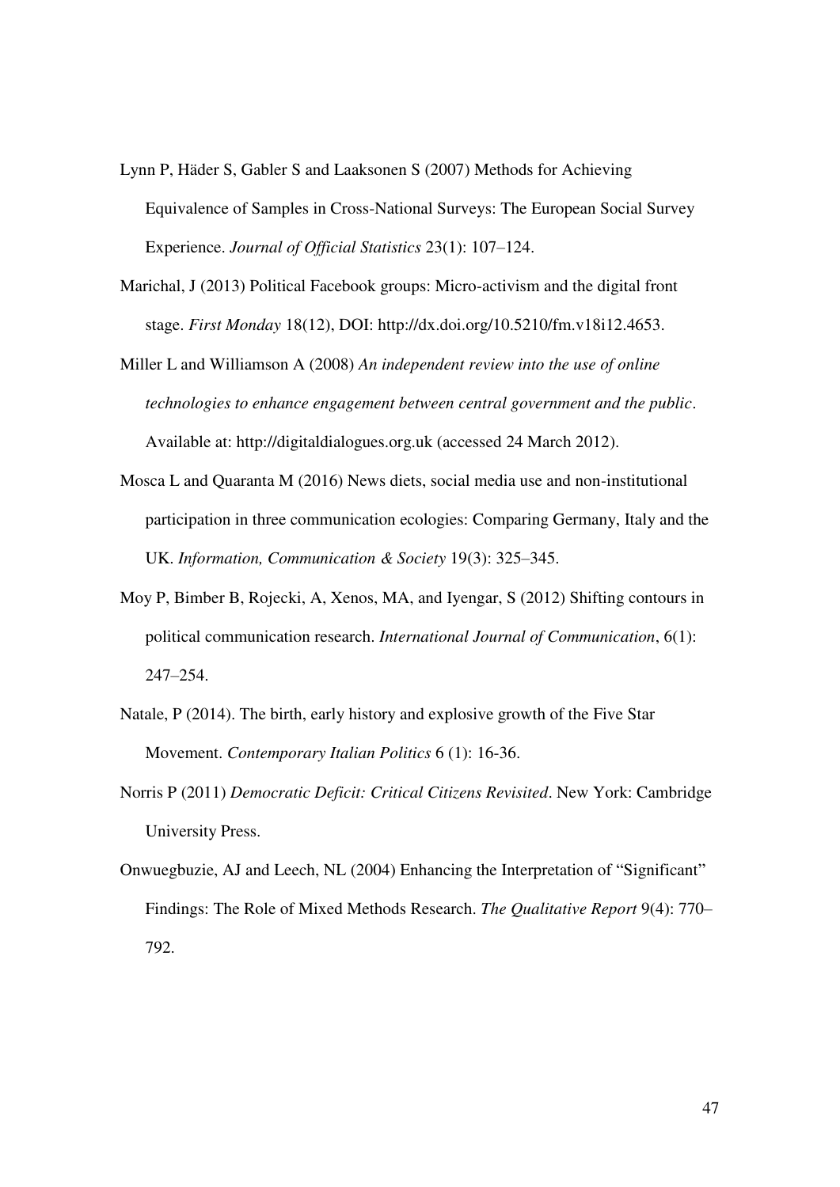Lynn P, Häder S, Gabler S and Laaksonen S (2007) Methods for Achieving Equivalence of Samples in Cross-National Surveys: The European Social Survey Experience. *Journal of Official Statistics* 23(1): 107–124.

Marichal, J (2013) Political Facebook groups: Micro-activism and the digital front stage. *First Monday* 18(12), DOI: http://dx.doi.org/10.5210/fm.v18i12.4653.

Miller L and Williamson A (2008) *An independent review into the use of online technologies to enhance engagement between central government and the public*. Available at: http://digitaldialogues.org.uk (accessed 24 March 2012).

Mosca L and Quaranta M (2016) News diets, social media use and non-institutional participation in three communication ecologies: Comparing Germany, Italy and the UK. *Information, Communication & Society* 19(3): 325–345.

Moy P, Bimber B, Rojecki, A, Xenos, MA, and Iyengar, S (2012) Shifting contours in political communication research. *International Journal of Communication*, 6(1): 247–254.

Natale, P (2014). The birth, early history and explosive growth of the Five Star Movement. *Contemporary Italian Politics* 6 (1): 16-36.

Norris P (2011) *Democratic Deficit: Critical Citizens Revisited*. New York: Cambridge University Press.

Onwuegbuzie, AJ and Leech, NL (2004) Enhancing the Interpretation of "Significant" Findings: The Role of Mixed Methods Research. *The Qualitative Report* 9(4): 770–792.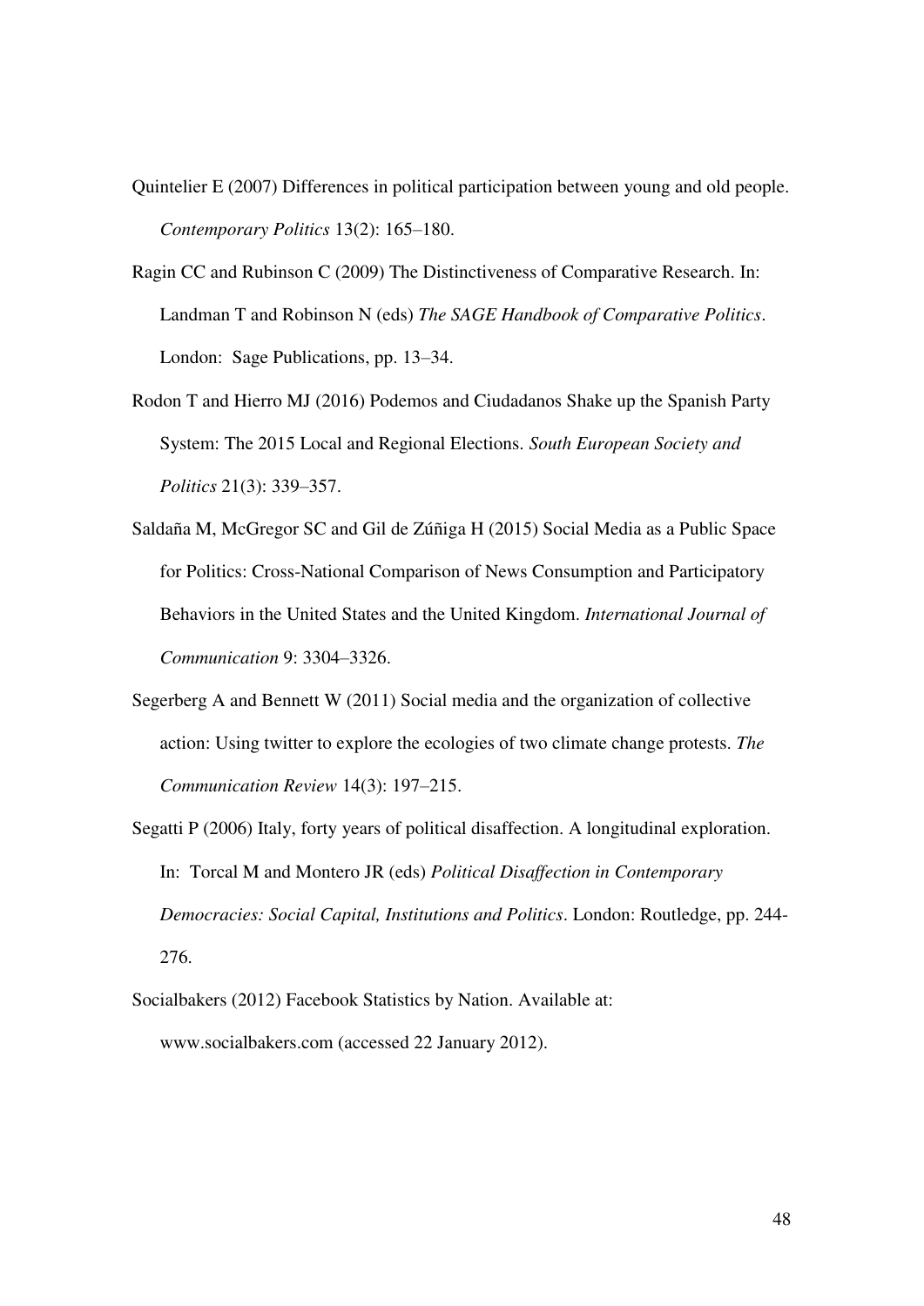Quintelier E (2007) Differences in political participation between young and old people. *Contemporary Politics* 13(2): 165–180.

Ragin CC and Rubinson C (2009) The Distinctiveness of Comparative Research. In: Landman T and Robinson N (eds) *The SAGE Handbook of Comparative Politics*. London: Sage Publications, pp. 13–34.

Rodon T and Hierro MJ (2016) Podemos and Ciudadanos Shake up the Spanish Party System: The 2015 Local and Regional Elections. *South European Society and Politics* 21(3): 339–357.

Saldaña M, McGregor SC and Gil de Zúñiga H (2015) Social Media as a Public Space for Politics: Cross-National Comparison of News Consumption and Participatory Behaviors in the United States and the United Kingdom. *International Journal of Communication* 9: 3304–3326.

Segerberg A and Bennett W (2011) Social media and the organization of collective action: Using twitter to explore the ecologies of two climate change protests. *The Communication Review* 14(3): 197–215.

Segatti P (2006) Italy, forty years of political disaffection. A longitudinal exploration. In: Torcal M and Montero JR (eds) *Political Disaffection in Contemporary Democracies: Social Capital, Institutions and Politics*. London: Routledge, pp. 244-276.

Socialbakers (2012) Facebook Statistics by Nation. Available at: www.socialbakers.com (accessed 22 January 2012).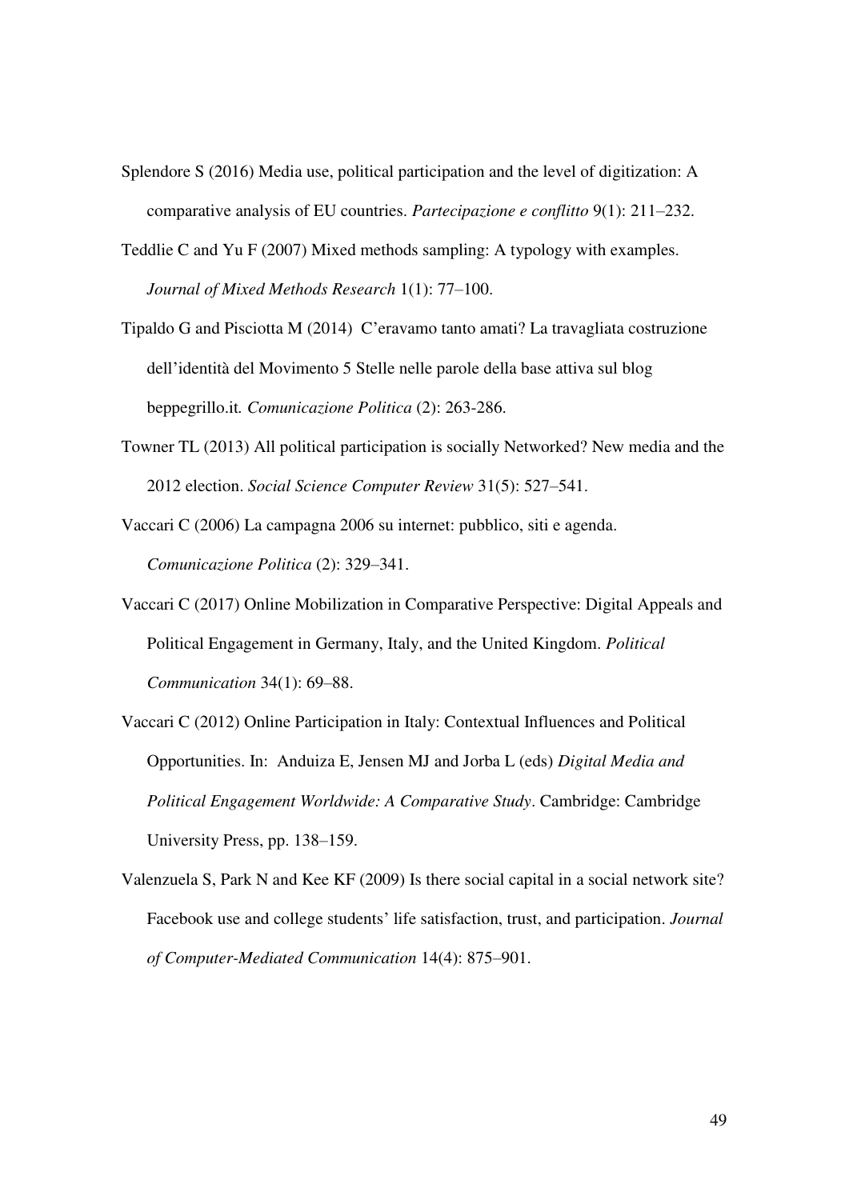Splendore S (2016) Media use, political participation and the level of digitization: A comparative analysis of EU countries. *Partecipazione e conflitto* 9(1): 211–232.

Teddlie C and Yu F (2007) Mixed methods sampling: A typology with examples. *Journal of Mixed Methods Research* 1(1): 77–100.

Tipaldo G and Pisciotta M (2014) C'eravamo tanto amati? La travagliata costruzione dell'identità del Movimento 5 Stelle nelle parole della base attiva sul blog beppegrillo.it*. Comunicazione Politica* (2): 263-286.

Towner TL (2013) All political participation is socially Networked? New media and the 2012 election. *Social Science Computer Review* 31(5): 527–541.

Vaccari C (2006) La campagna 2006 su internet: pubblico, siti e agenda. *Comunicazione Politica* (2): 329–341.

Vaccari C (2017) Online Mobilization in Comparative Perspective: Digital Appeals and Political Engagement in Germany, Italy, and the United Kingdom. *Political Communication* 34(1): 69–88.

Vaccari C (2012) Online Participation in Italy: Contextual Influences and Political Opportunities. In: Anduiza E, Jensen MJ and Jorba L (eds) *Digital Media and Political Engagement Worldwide: A Comparative Study*. Cambridge: Cambridge University Press, pp. 138–159.

Valenzuela S, Park N and Kee KF (2009) Is there social capital in a social network site? Facebook use and college students' life satisfaction, trust, and participation. *Journal of Computer-Mediated Communication* 14(4): 875–901.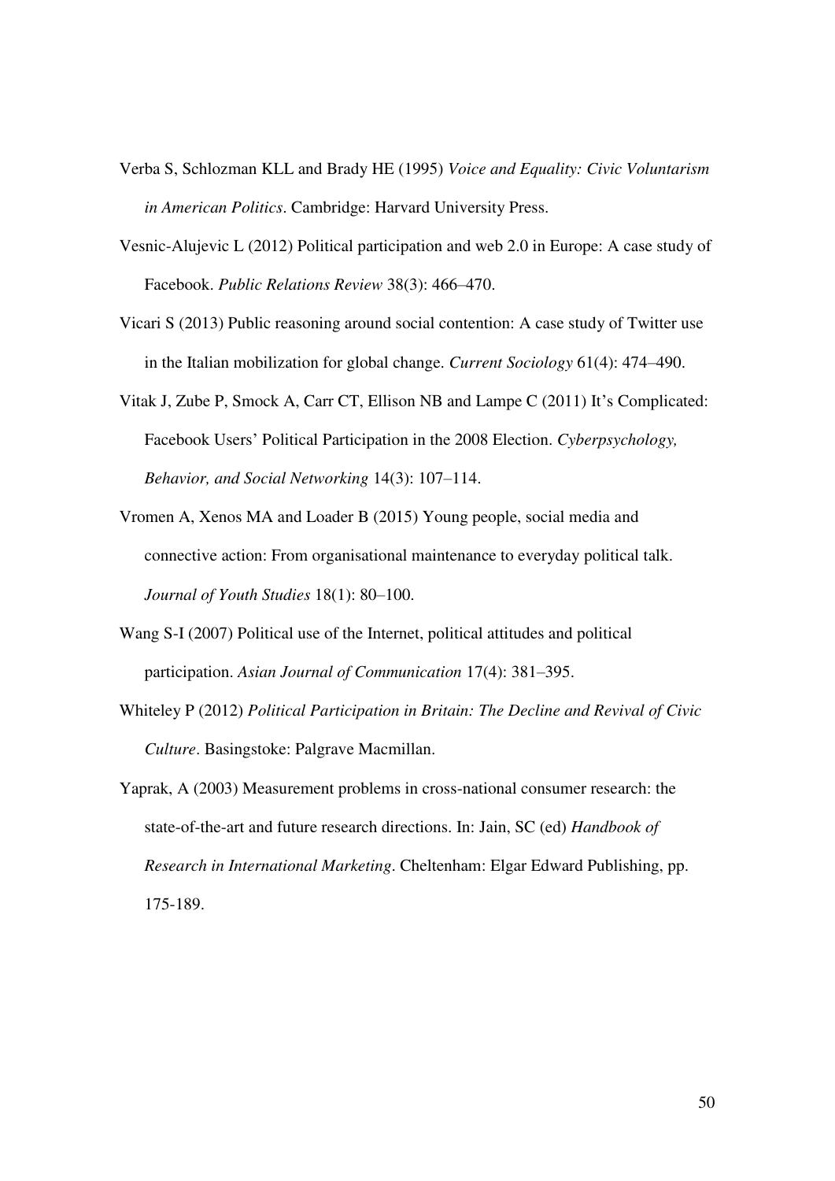Verba S, Schlozman KLL and Brady HE (1995) *Voice and Equality: Civic Voluntarism in American Politics*. Cambridge: Harvard University Press.

Vesnic-Alujevic L (2012) Political participation and web 2.0 in Europe: A case study of Facebook. *Public Relations Review* 38(3): 466–470.

Vicari S (2013) Public reasoning around social contention: A case study of Twitter use in the Italian mobilization for global change. *Current Sociology* 61(4): 474–490.

Vitak J, Zube P, Smock A, Carr CT, Ellison NB and Lampe C (2011) It's Complicated: Facebook Users' Political Participation in the 2008 Election. *Cyberpsychology, Behavior, and Social Networking* 14(3): 107–114.

Vromen A, Xenos MA and Loader B (2015) Young people, social media and connective action: From organisational maintenance to everyday political talk. *Journal of Youth Studies* 18(1): 80–100.

Wang S-I (2007) Political use of the Internet, political attitudes and political participation. *Asian Journal of Communication* 17(4): 381–395.

Whiteley P (2012) *Political Participation in Britain: The Decline and Revival of Civic Culture*. Basingstoke: Palgrave Macmillan.

Yaprak, A (2003) Measurement problems in cross-national consumer research: the state-of-the-art and future research directions. In: Jain, SC (ed) *Handbook of Research in International Marketing*. Cheltenham: Elgar Edward Publishing, pp. 175-189.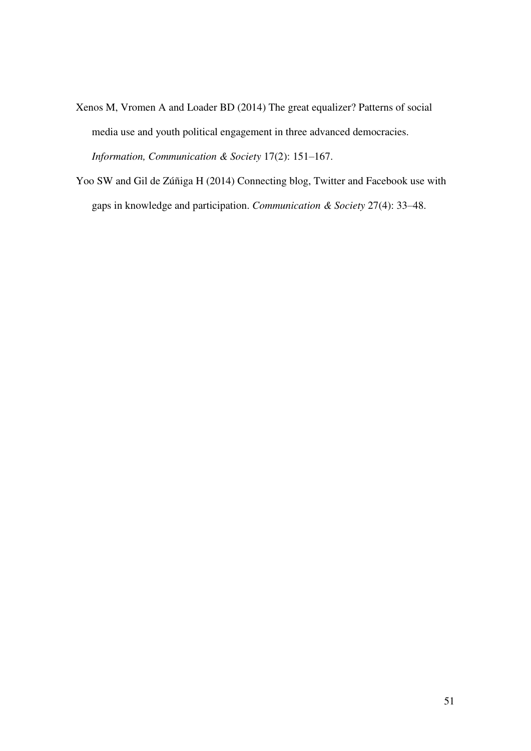Xenos M, Vromen A and Loader BD (2014) The great equalizer? Patterns of social media use and youth political engagement in three advanced democracies. *Information, Communication & Society* 17(2): 151–167.

Yoo SW and Gil de Zúñiga H (2014) Connecting blog, Twitter and Facebook use with gaps in knowledge and participation. *Communication & Society* 27(4): 33–48.